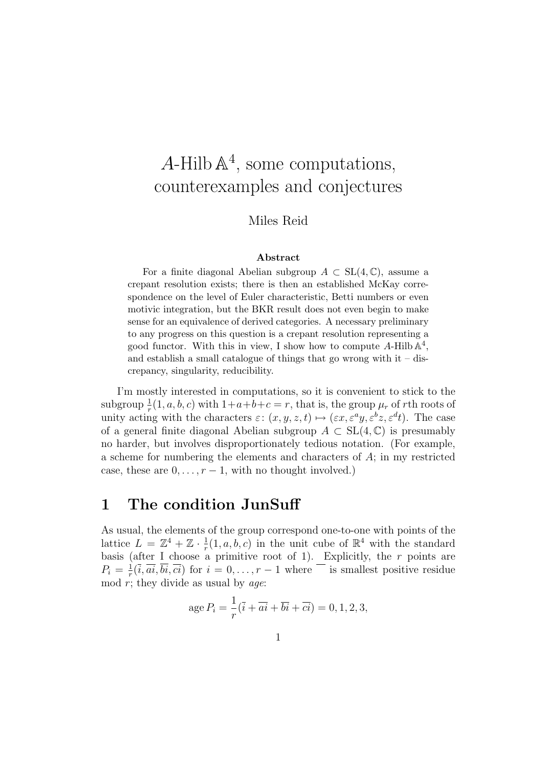# $A$-Hilb $\mathbb{A}^4$, some computations, counterexamples and conjectures

Miles Reid

**Abstract**

For a finite diagonal Abelian subgroup $A \subset \mathrm{SL}(4,\mathbb{C})$, assume a crepant resolution exists; there is then an established McKay correspondence on the level of Euler characteristic, Betti numbers or even motivic integration, but the BKR result does not even begin to make sense for an equivalence of derived categories. A necessary preliminary to any progress on this question is a crepant resolution representing a good functor. With this in view, I show how to compute $A$-Hilb $\mathbb{A}^4$, and establish a small catalogue of things that go wrong with it – discrepancy, singularity, reducibility.

I'm mostly interested in computations, so it is convenient to stick to the subgroup $\frac{1}{r}(1,a,b,c)$ with $1+a+b+c = r$, that is, the group $\mu_r$ of $r$th roots of unity acting with the characters $\varepsilon\colon (x,y,z,t) \mapsto (\varepsilon x, \varepsilon^a y, \varepsilon^b z, \varepsilon^d t)$. The case of a general finite diagonal Abelian subgroup $A \subset \mathrm{SL}(4,\mathbb{C})$ is presumably no harder, but involves disproportionately tedious notation. (For example, a scheme for numbering the elements and characters of $A$; in my restricted case, these are $0,\dots,r-1$, with no thought involved.)

## 1 The condition JunSuff

As usual, the elements of the group correspond one-to-one with points of the lattice $L = \mathbb{Z}^4 + \mathbb{Z}\cdot\frac{1}{r}(1,a,b,c)$ in the unit cube of $\mathbb{R}^4$ with the standard basis (after I choose a primitive root of 1). Explicitly, the $r$ points are $P_i = \frac{1}{r}(\bar{i}, \overline{ai}, \overline{bi}, \overline{ci})$ for $i = 0,\dots,r-1$ where $\overline{\phantom{x}}$ is smallest positive residue mod $r$; they divide as usual by *age*:

$$\operatorname{age} P_i = \frac{1}{r}(\bar{i} + \overline{ai} + \overline{bi} + \overline{ci}) = 0, 1, 2, 3,$$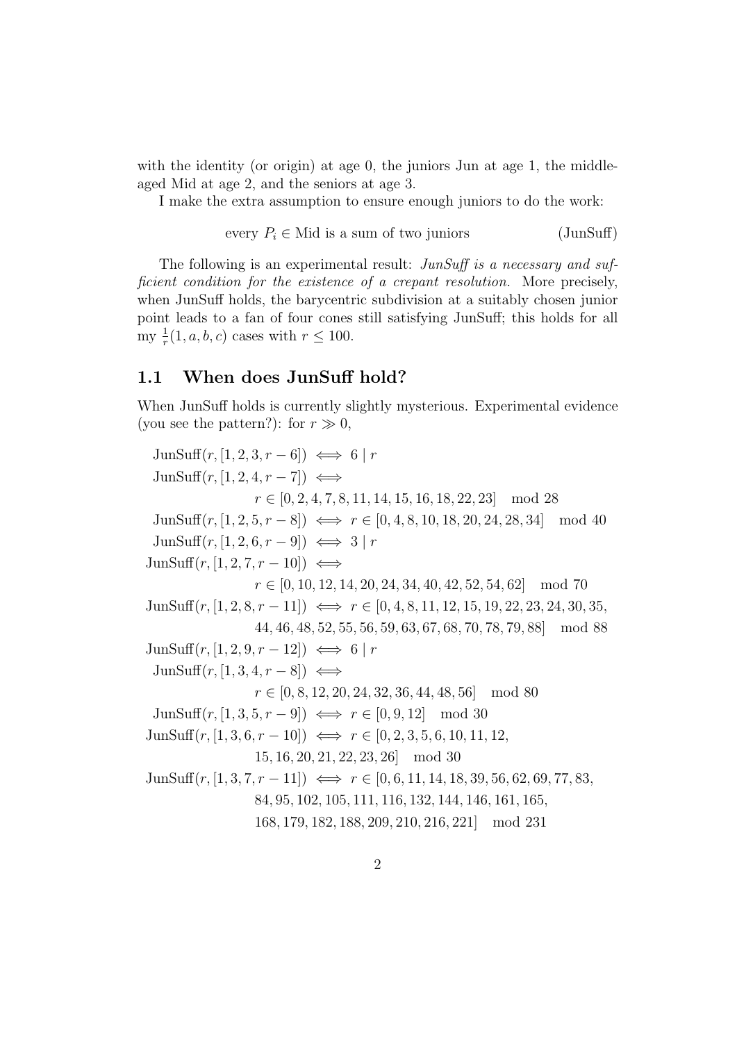with the identity (or origin) at age 0, the juniors Jun at age 1, the middle-aged Mid at age 2, and the seniors at age 3.

I make the extra assumption to ensure enough juniors to do the work:

$$\text{every } P_i \in \text{Mid is a sum of two juniors} \qquad \text{(JunSuff)}$$

The following is an experimental result: *JunSuff is a necessary and sufficient condition for the existence of a crepant resolution.* More precisely, when JunSuff holds, the barycentric subdivision at a suitably chosen junior point leads to a fan of four cones still satisfying JunSuff; this holds for all my $\frac{1}{r}(1,a,b,c)$ cases with $r \le 100$.

## 1.1 When does JunSuff hold?

When JunSuff holds is currently slightly mysterious. Experimental evidence (you see the pattern?): for $r \gg 0$,

$$\begin{aligned}
\text{JunSuff}(r,[1,2,3,r-6]) &\iff 6 \mid r \\
\text{JunSuff}(r,[1,2,4,r-7]) &\iff \\
& r \in [0,2,4,7,8,11,14,15,16,18,22,23] \mod 28 \\
\text{JunSuff}(r,[1,2,5,r-8]) &\iff r \in [0,4,8,10,18,20,24,28,34] \mod 40 \\
\text{JunSuff}(r,[1,2,6,r-9]) &\iff 3 \mid r \\
\text{JunSuff}(r,[1,2,7,r-10]) &\iff \\
& r \in [0,10,12,14,20,24,34,40,42,52,54,62] \mod 70 \\
\text{JunSuff}(r,[1,2,8,r-11]) &\iff r \in [0,4,8,11,12,15,19,22,23,24,30,35, \\
& 44,46,48,52,55,56,59,63,67,68,70,78,79,88] \mod 88 \\
\text{JunSuff}(r,[1,2,9,r-12]) &\iff 6 \mid r \\
\text{JunSuff}(r,[1,3,4,r-8]) &\iff \\
& r \in [0,8,12,20,24,32,36,44,48,56] \mod 80 \\
\text{JunSuff}(r,[1,3,5,r-9]) &\iff r \in [0,9,12] \mod 30 \\
\text{JunSuff}(r,[1,3,6,r-10]) &\iff r \in [0,2,3,5,6,10,11,12, \\
& 15,16,20,21,22,23,26] \mod 30 \\
\text{JunSuff}(r,[1,3,7,r-11]) &\iff r \in [0,6,11,14,18,39,56,62,69,77,83, \\
& 84,95,102,105,111,116,132,144,146,161,165, \\
& 168,179,182,188,209,210,216,221] \mod 231
\end{aligned}$$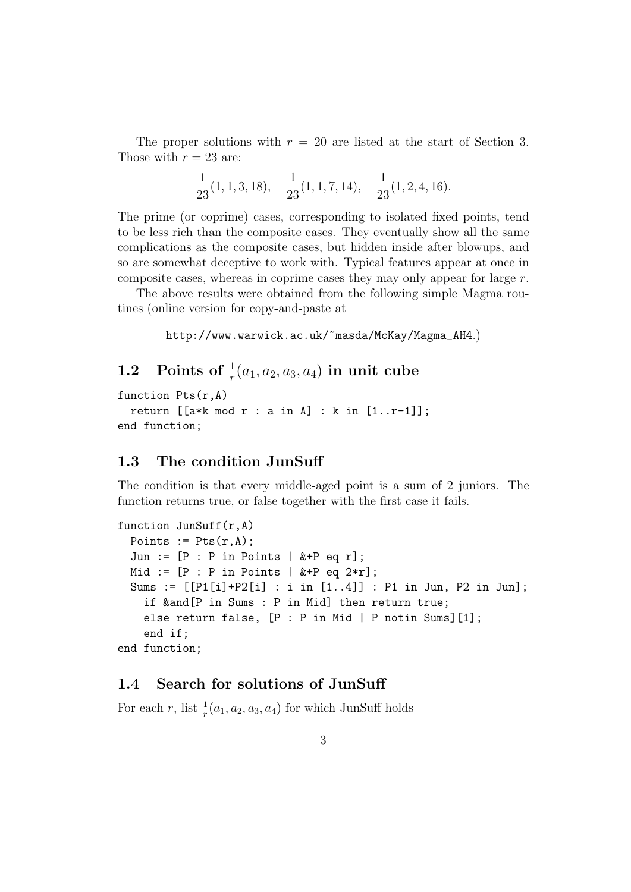The proper solutions with $r = 20$ are listed at the start of Section 3. Those with $r = 23$ are:

$$\frac{1}{23}(1,1,3,18), \quad \frac{1}{23}(1,1,7,14), \quad \frac{1}{23}(1,2,4,16).$$

The prime (or coprime) cases, corresponding to isolated fixed points, tend to be less rich than the composite cases. They eventually show all the same complications as the composite cases, but hidden inside after blowups, and so are somewhat deceptive to work with. Typical features appear at once in composite cases, whereas in coprime cases they may only appear for large $r$.

The above results were obtained from the following simple Magma routines (online version for copy-and-paste at

http://www.warwick.ac.uk/~masda/McKay/Magma_AH4.)

## 1.2 Points of $\frac{1}{r}(a_1, a_2, a_3, a_4)$ in unit cube

```
function Pts(r,A)
  return [[a*k mod r : a in A] : k in [1..r-1]];
end function;
```

## 1.3 The condition JunSuff

The condition is that every middle-aged point is a sum of 2 juniors. The function returns true, or false together with the first case it fails.

```
function JunSuff(r,A)
  Points := Pts(r,A);
  Jun := [P : P in Points | &+P eq r];
  Mid := [P : P in Points | &+P eq 2*r];
  Sums := [[P1[i]+P2[i] : i in [1..4]] : P1 in Jun, P2 in Jun];
    if &and[P in Sums : P in Mid] then return true;
    else return false, [P : P in Mid | P notin Sums][1];
    end if;
end function;
```

## 1.4 Search for solutions of JunSuff

For each $r$, list $\frac{1}{r}(a_1, a_2, a_3, a_4)$ for which JunSuff holds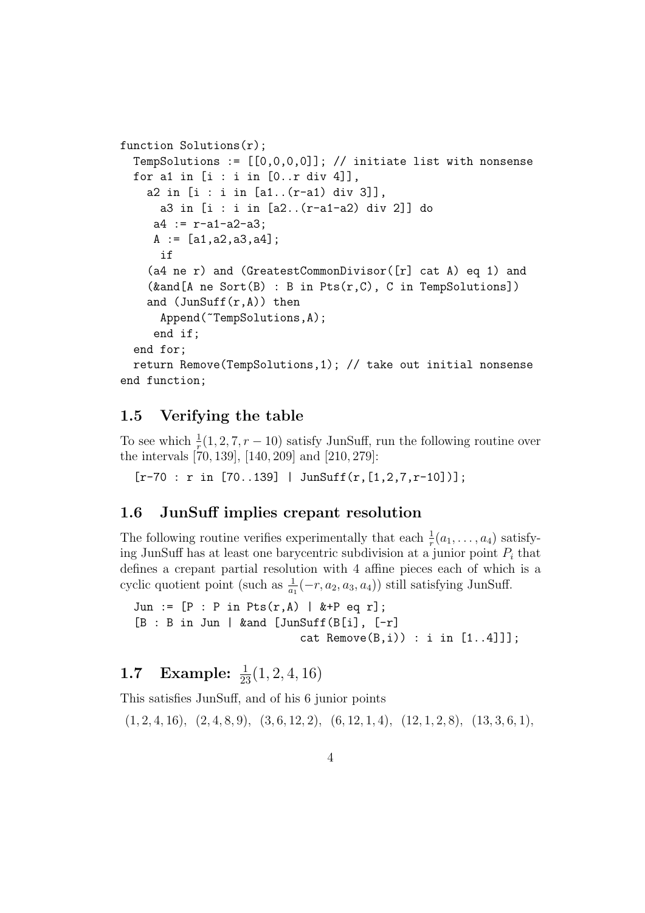```
function Solutions(r);
  TempSolutions := [[0,0,0,0]]; // initiate list with nonsense
  for a1 in [i : i in [0..r div 4]],
    a2 in [i : i in [a1..(r-a1) div 3]],
      a3 in [i : i in [a2..(r-a1-a2) div 2]] do
     a4 := r-a1-a2-a3;
     A := [a1,a2,a3,a4];
      if
    (a4 ne r) and (GreatestCommonDivisor([r] cat A) eq 1) and
    (&and[A ne Sort(B) : B in Pts(r,C), C in TempSolutions])
    and (JunSuff(r,A)) then
      Append(~TempSolutions,A);
     end if;
  end for;
  return Remove(TempSolutions,1); // take out initial nonsense
end function;
```

## 1.5 Verifying the table

To see which $\frac{1}{r}(1, 2, 7, r-10)$ satisfy JunSuff, run the following routine over the intervals $[70, 139]$, $[140, 209]$ and $[210, 279]$:

```
[r-70 : r in [70..139] | JunSuff(r,[1,2,7,r-10])];
```

## 1.6 JunSuff implies crepant resolution

The following routine verifies experimentally that each $\frac{1}{r}(a_1, \ldots, a_4)$ satisfying JunSuff has at least one barycentric subdivision at a junior point $P_i$ that defines a crepant partial resolution with 4 affine pieces each of which is a cyclic quotient point (such as $\frac{1}{a_1}(-r, a_2, a_3, a_4)$) still satisfying JunSuff.

```
Jun := [P : P in Pts(r,A) | &+P eq r];
[B : B in Jun | &and [JunSuff(B[i], [-r]
                        cat Remove(B,i)) : i in [1..4]]];
```

## 1.7 Example: $\frac{1}{23}(1, 2, 4, 16)$

This satisfies JunSuff, and of his 6 junior points

$(1, 2, 4, 16)$, $(2, 4, 8, 9)$, $(3, 6, 12, 2)$, $(6, 12, 1, 4)$, $(12, 1, 2, 8)$, $(13, 3, 6, 1)$,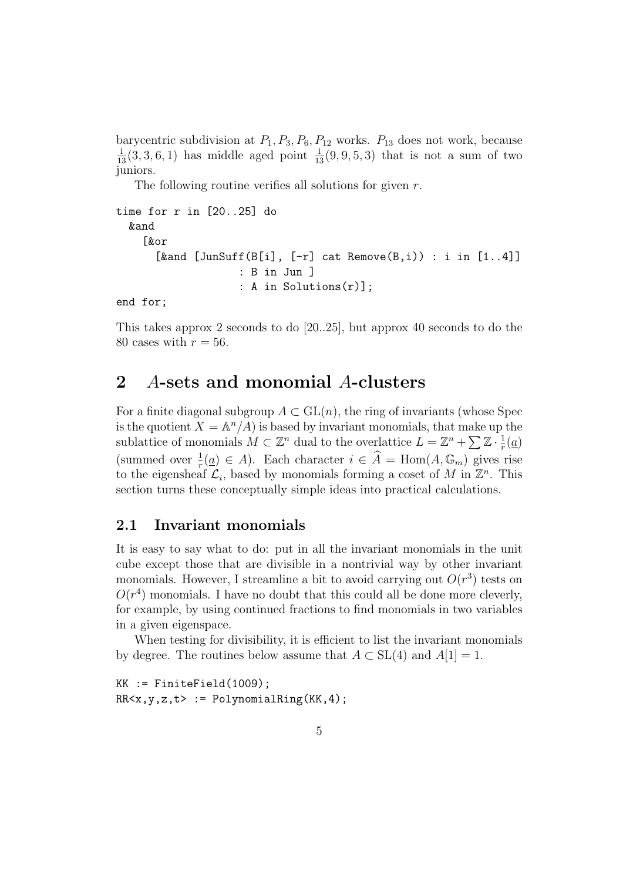barycentric subdivision at $P_1, P_3, P_6, P_{12}$ works. $P_{13}$ does not work, because $\frac{1}{13}(3,3,6,1)$ has middle aged point $\frac{1}{13}(9,9,5,3)$ that is not a sum of two juniors.

The following routine verifies all solutions for given $r$.

```
time for r in [20..25] do
  &and
    [&or
      [&and [JunSuff(B[i], [-r] cat Remove(B,i)) : i in [1..4]]
                  : B in Jun ]
                  : A in Solutions(r)];
end for;
```

This takes approx 2 seconds to do [20..25], but approx 40 seconds to do the 80 cases with $r = 56$.

## 2 $A$-sets and monomial $A$-clusters

For a finite diagonal subgroup $A \subset \mathrm{GL}(n)$, the ring of invariants (whose Spec is the quotient $X = \mathbb{A}^n/A$) is based by invariant monomials, that make up the sublattice of monomials $M \subset \mathbb{Z}^n$ dual to the overlattice $L = \mathbb{Z}^n + \sum \mathbb{Z} \cdot \frac{1}{r}(\underline{a})$ (summed over $\frac{1}{r}(\underline{a}) \in A$). Each character $i \in \widehat{A} = \mathrm{Hom}(A, \mathbb{G}_m)$ gives rise to the eigensheaf $\mathcal{L}_i$, based by monomials forming a coset of $M$ in $\mathbb{Z}^n$. This section turns these conceptually simple ideas into practical calculations.

### 2.1 Invariant monomials

It is easy to say what to do: put in all the invariant monomials in the unit cube except those that are divisible in a nontrivial way by other invariant monomials. However, I streamline a bit to avoid carrying out $O(r^3)$ tests on $O(r^4)$ monomials. I have no doubt that this could all be done more cleverly, for example, by using continued fractions to find monomials in two variables in a given eigenspace.

When testing for divisibility, it is efficient to list the invariant monomials by degree. The routines below assume that $A \subset \mathrm{SL}(4)$ and $A[1] = 1$.

```
KK := FiniteField(1009);
RR<x,y,z,t> := PolynomialRing(KK,4);
```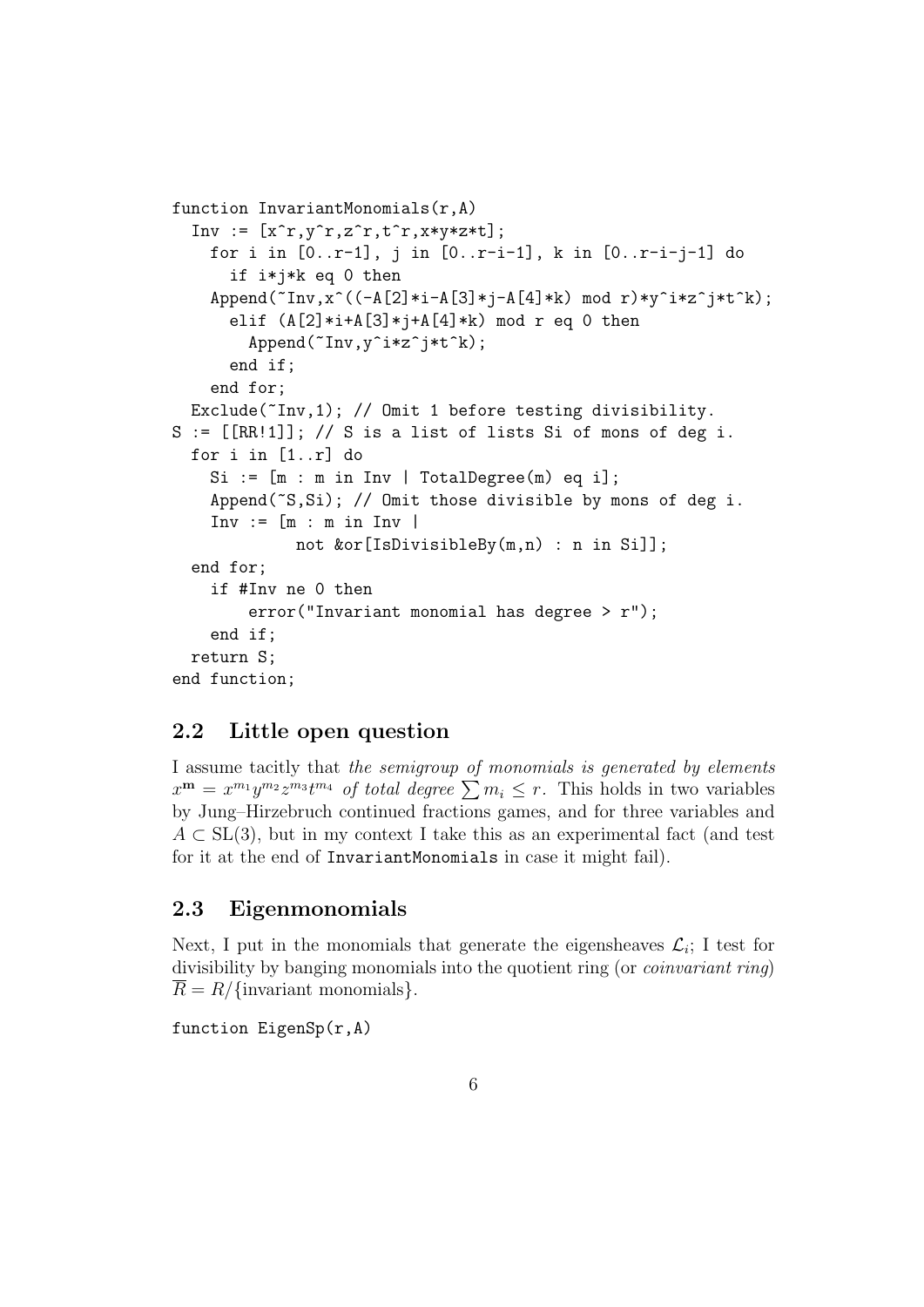```
function InvariantMonomials(r,A)
  Inv := [x^r,y^r,z^r,t^r,x*y*z*t];
    for i in [0..r-1], j in [0..r-i-1], k in [0..r-i-j-1] do
      if i*j*k eq 0 then
    Append(~Inv,x^((-A[2]*i-A[3]*j-A[4]*k) mod r)*y^i*z^j*t^k);
      elif (A[2]*i+A[3]*j+A[4]*k) mod r eq 0 then
        Append(~Inv,y^i*z^j*t^k);
      end if;
    end for;
  Exclude(~Inv,1); // Omit 1 before testing divisibility.
S := [[RR!1]]; // S is a list of lists Si of mons of deg i.
  for i in [1..r] do
    Si := [m : m in Inv | TotalDegree(m) eq i];
    Append(~S,Si); // Omit those divisible by mons of deg i.
    Inv := [m : m in Inv |
             not &or[IsDivisibleBy(m,n) : n in Si]];
  end for;
    if #Inv ne 0 then
        error("Invariant monomial has degree > r");
    end if;
  return S;
end function;
```

## 2.2 Little open question

I assume tacitly that *the semigroup of monomials is generated by elements* $x^{\mathbf{m}} = x^{m_1}y^{m_2}z^{m_3}t^{m_4}$ *of total degree* $\sum m_i \leq r$. This holds in two variables by Jung–Hirzebruch continued fractions games, and for three variables and $A \subset \mathrm{SL}(3)$, but in my context I take this as an experimental fact (and test for it at the end of `InvariantMonomials` in case it might fail).

## 2.3 Eigenmonomials

Next, I put in the monomials that generate the eigensheaves $\mathcal{L}_i$; I test for divisibility by banging monomials into the quotient ring (or *coinvariant ring*) $\overline{R} = R/\{\text{invariant monomials}\}$.

```
function EigenSp(r,A)
```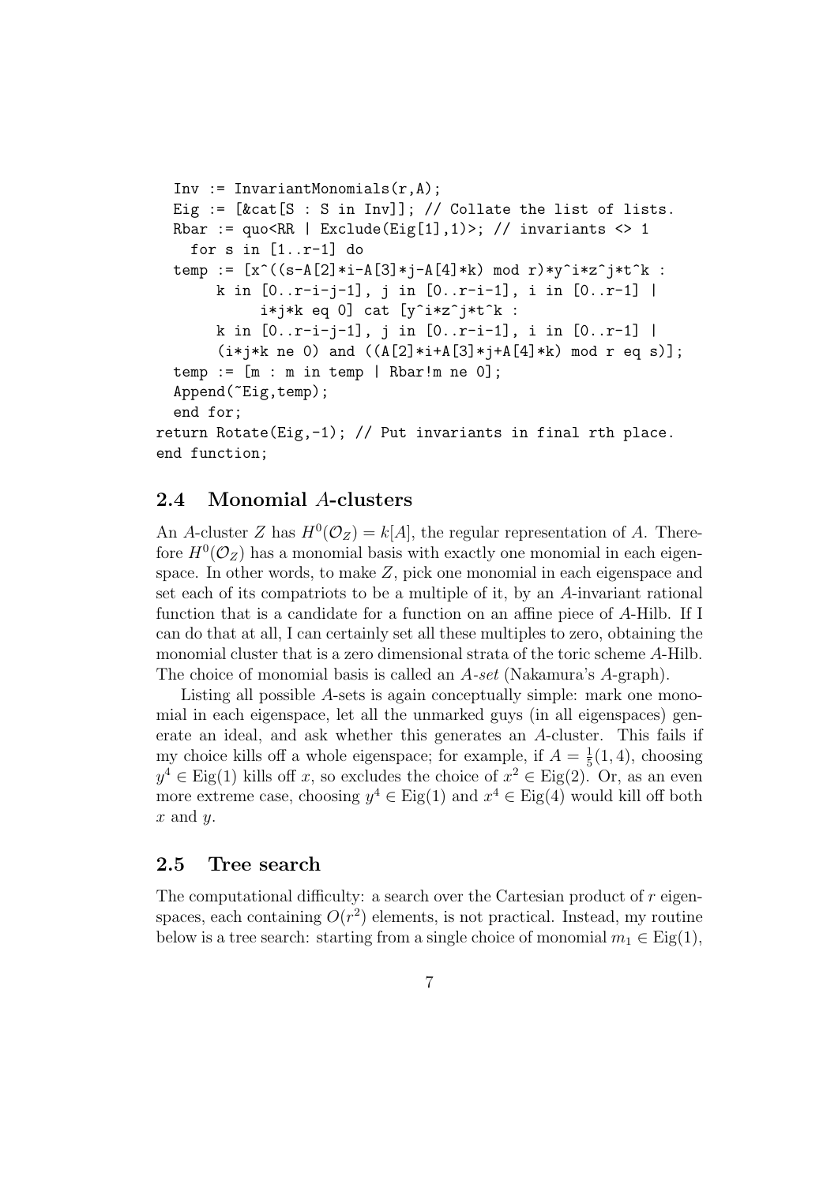```
  Inv := InvariantMonomials(r,A);
  Eig := [&cat[S : S in Inv]]; // Collate the list of lists.
  Rbar := quo<RR | Exclude(Eig[1],1)>; // invariants <> 1
    for s in [1..r-1] do
  temp := [x^((s-A[2]*i-A[3]*j-A[4]*k) mod r)*y^i*z^j*t^k :
       k in [0..r-i-j-1], j in [0..r-i-1], i in [0..r-1] |
            i*j*k eq 0] cat [y^i*z^j*t^k :
       k in [0..r-i-j-1], j in [0..r-i-1], i in [0..r-1] |
       (i*j*k ne 0) and ((A[2]*i+A[3]*j+A[4]*k) mod r eq s)];
  temp := [m : m in temp | Rbar!m ne 0];
  Append(~Eig,temp);
  end for;
return Rotate(Eig,-1); // Put invariants in final rth place.
end function;
```

## 2.4 Monomial $A$-clusters

An $A$-cluster $Z$ has $H^0(\mathcal{O}_Z) = k[A]$, the regular representation of $A$. Therefore $H^0(\mathcal{O}_Z)$ has a monomial basis with exactly one monomial in each eigenspace. In other words, to make $Z$, pick one monomial in each eigenspace and set each of its compatriots to be a multiple of it, by an $A$-invariant rational function that is a candidate for a function on an affine piece of $A$-Hilb. If I can do that at all, I can certainly set all these multiples to zero, obtaining the monomial cluster that is a zero dimensional strata of the toric scheme $A$-Hilb. The choice of monomial basis is called an *$A$-set* (Nakamura's $A$-graph).

Listing all possible $A$-sets is again conceptually simple: mark one monomial in each eigenspace, let all the unmarked guys (in all eigenspaces) generate an ideal, and ask whether this generates an $A$-cluster. This fails if my choice kills off a whole eigenspace; for example, if $A = \frac{1}{5}(1,4)$, choosing $y^4 \in \mathrm{Eig}(1)$ kills off $x$, so excludes the choice of $x^2 \in \mathrm{Eig}(2)$. Or, as an even more extreme case, choosing $y^4 \in \mathrm{Eig}(1)$ and $x^4 \in \mathrm{Eig}(4)$ would kill off both $x$ and $y$.

## 2.5 Tree search

The computational difficulty: a search over the Cartesian product of $r$ eigenspaces, each containing $O(r^2)$ elements, is not practical. Instead, my routine below is a tree search: starting from a single choice of monomial $m_1 \in \mathrm{Eig}(1)$,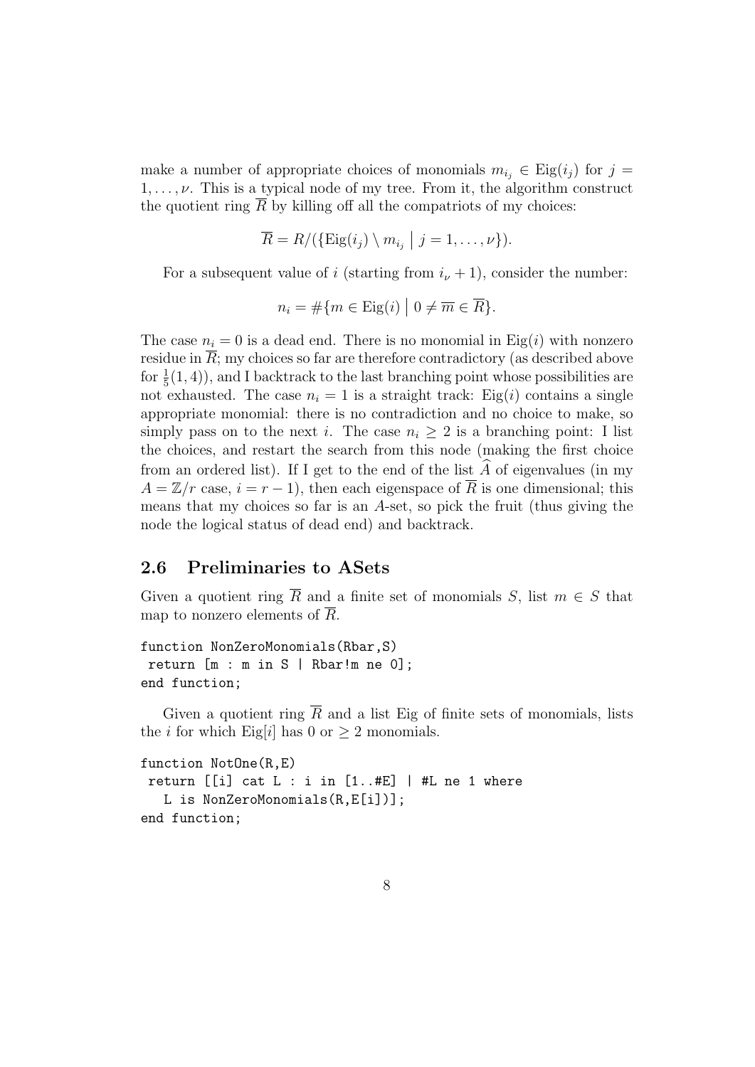make a number of appropriate choices of monomials $m_{i_j} \in \operatorname{Eig}(i_j)$ for $j = 1, \dots, \nu$. This is a typical node of my tree. From it, the algorithm construct the quotient ring $\overline{R}$ by killing off all the compatriots of my choices:

$$\overline{R} = R/(\{\operatorname{Eig}(i_j) \setminus m_{i_j} \mid j = 1, \dots, \nu\}).$$

For a subsequent value of $i$ (starting from $i_\nu + 1$), consider the number:

$$n_i = \#\{m \in \operatorname{Eig}(i) \mid 0 \neq \overline{m} \in \overline{R}\}.$$

The case $n_i = 0$ is a dead end. There is no monomial in $\operatorname{Eig}(i)$ with nonzero residue in $\overline{R}$; my choices so far are therefore contradictory (as described above for $\frac{1}{5}(1,4)$), and I backtrack to the last branching point whose possibilities are not exhausted. The case $n_i = 1$ is a straight track: $\operatorname{Eig}(i)$ contains a single appropriate monomial: there is no contradiction and no choice to make, so simply pass on to the next $i$. The case $n_i \geq 2$ is a branching point: I list the choices, and restart the search from this node (making the first choice from an ordered list). If I get to the end of the list $\widehat{A}$ of eigenvalues (in my $A = \mathbb{Z}/r$ case, $i = r - 1$), then each eigenspace of $\overline{R}$ is one dimensional; this means that my choices so far is an $A$-set, so pick the fruit (thus giving the node the logical status of dead end) and backtrack.

## 2.6 Preliminaries to ASets

Given a quotient ring $\overline{R}$ and a finite set of monomials $S$, list $m \in S$ that map to nonzero elements of $\overline{R}$.

```
function NonZeroMonomials(Rbar,S)
 return [m : m in S | Rbar!m ne 0];
end function;
```

Given a quotient ring $\overline{R}$ and a list Eig of finite sets of monomials, lists the $i$ for which Eig[$i$] has 0 or $\geq 2$ monomials.

```
function NotOne(R,E)
 return [[i] cat L : i in [1..#E] | #L ne 1 where
   L is NonZeroMonomials(R,E[i])];
end function;
```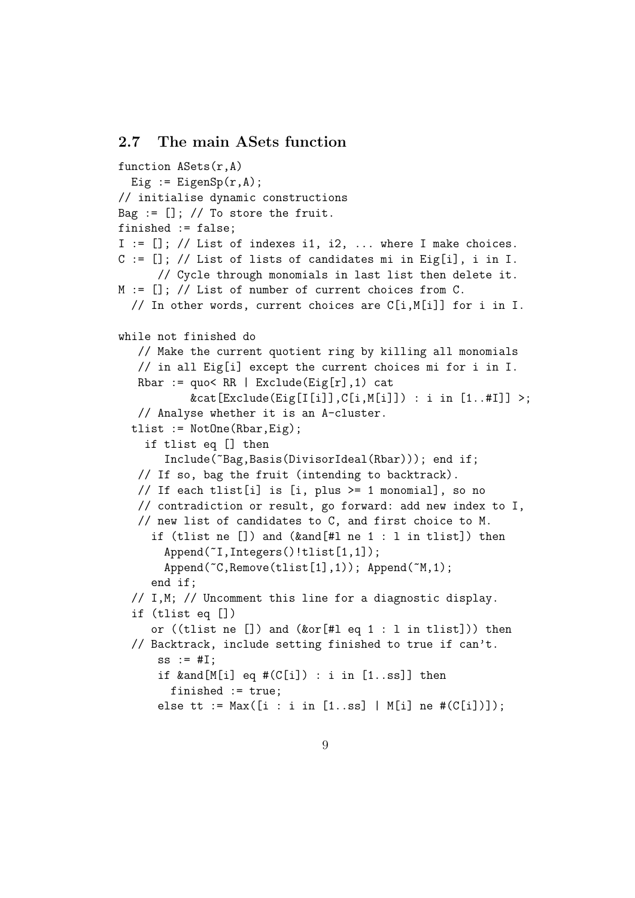## 2.7 The main ASets function

```
function ASets(r,A)
  Eig := EigenSp(r,A);
// initialise dynamic constructions
Bag := []; // To store the fruit.
finished := false;
I := []; // List of indexes i1, i2, ... where I make choices.
C := []; // List of lists of candidates mi in Eig[i], i in I.
      // Cycle through monomials in last list then delete it.
M := []; // List of number of current choices from C.
  // In other words, current choices are C[i,M[i]] for i in I.

while not finished do
   // Make the current quotient ring by killing all monomials
   // in all Eig[i] except the current choices mi for i in I.
   Rbar := quo< RR | Exclude(Eig[r],1) cat
          &cat[Exclude(Eig[I[i]],C[i,M[i]]) : i in [1..#I]] >;
   // Analyse whether it is an A-cluster.
  tlist := NotOne(Rbar,Eig);
    if tlist eq [] then
       Include(~Bag,Basis(DivisorIdeal(Rbar))); end if;
   // If so, bag the fruit (intending to backtrack).
   // If each tlist[i] is [i, plus >= 1 monomial], so no
   // contradiction or result, go forward: add new index to I,
   // new list of candidates to C, and first choice to M.
     if (tlist ne []) and (&and[#l ne 1 : l in tlist]) then
       Append(~I,Integers()!tlist[1,1]);
       Append(~C,Remove(tlist[1],1)); Append(~M,1);
     end if;
  // I,M; // Uncomment this line for a diagnostic display.
  if (tlist eq [])
     or ((tlist ne []) and (&or[#l eq 1 : l in tlist])) then
  // Backtrack, include setting finished to true if can't.
      ss := #I;
      if &and[M[i] eq #(C[i]) : i in [1..ss]] then
        finished := true;
      else tt := Max([i : i in [1..ss] | M[i] ne #(C[i])]);
```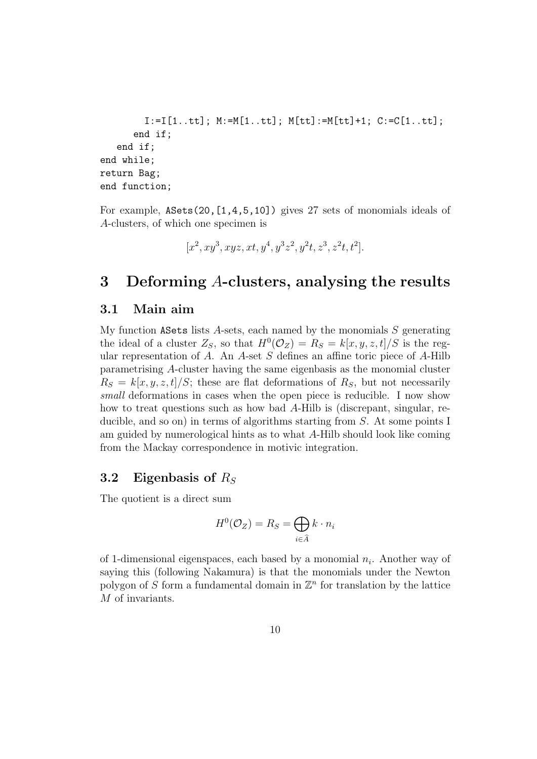```
        I:=I[1..tt]; M:=M[1..tt]; M[tt]:=M[tt]+1; C:=C[1..tt];
      end if;
   end if;
end while;
return Bag;
end function;
```

For example, `ASets(20,[1,4,5,10])` gives 27 sets of monomials ideals of $A$-clusters, of which one specimen is

$$[x^2, xy^3, xyz, xt, y^4, y^3z^2, y^2t, z^3, z^2t, t^2].$$

# 3 Deforming $A$-clusters, analysing the results

## 3.1 Main aim

My function `ASets` lists $A$-sets, each named by the monomials $S$ generating the ideal of a cluster $Z_S$, so that $H^0(\mathcal{O}_Z) = R_S = k[x,y,z,t]/S$ is the regular representation of $A$. An $A$-set $S$ defines an affine toric piece of $A$-Hilb parametrising $A$-cluster having the same eigenbasis as the monomial cluster $R_S = k[x,y,z,t]/S$; these are flat deformations of $R_S$, but not necessarily *small* deformations in cases when the open piece is reducible. I now show how to treat questions such as how bad $A$-Hilb is (discrepant, singular, reducible, and so on) in terms of algorithms starting from $S$. At some points I am guided by numerological hints as to what $A$-Hilb should look like coming from the Mackay correspondence in motivic integration.

## 3.2 Eigenbasis of $R_S$

The quotient is a direct sum

$$H^0(\mathcal{O}_Z) = R_S = \bigoplus_{i \in \widehat{A}} k \cdot n_i$$

of 1-dimensional eigenspaces, each based by a monomial $n_i$. Another way of saying this (following Nakamura) is that the monomials under the Newton polygon of $S$ form a fundamental domain in $\mathbb{Z}^n$ for translation by the lattice $M$ of invariants.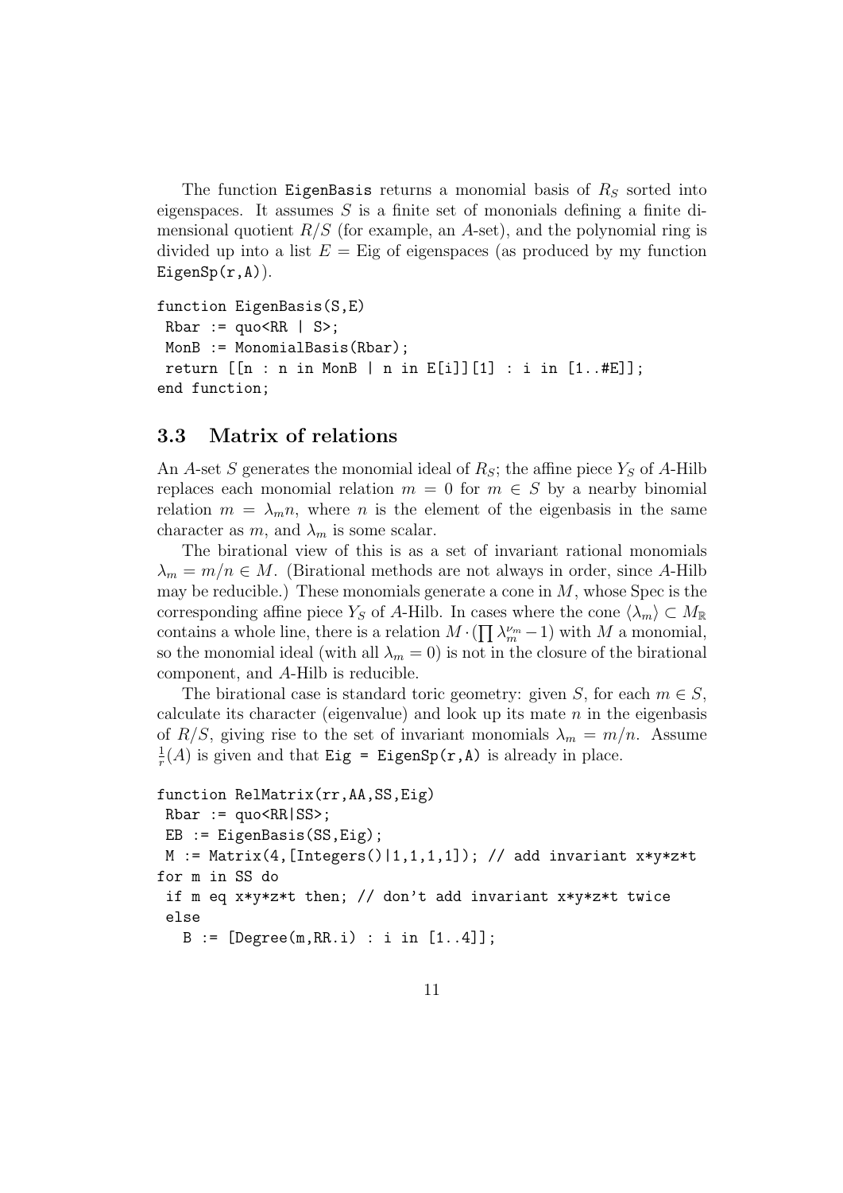The function EigenBasis returns a monomial basis of $R_S$ sorted into eigenspaces. It assumes $S$ is a finite set of mononials defining a finite dimensional quotient $R/S$ (for example, an $A$-set), and the polynomial ring is divided up into a list $E = \mathrm{Eig}$ of eigenspaces (as produced by my function EigenSp(r,A)).

```
function EigenBasis(S,E)
 Rbar := quo<RR | S>;
 MonB := MonomialBasis(Rbar);
 return [[n : n in MonB | n in E[i]][1] : i in [1..#E]];
end function;
```

## 3.3 Matrix of relations

An $A$-set $S$ generates the monomial ideal of $R_S$; the affine piece $Y_S$ of $A$-Hilb replaces each monomial relation $m = 0$ for $m \in S$ by a nearby binomial relation $m = \lambda_m n$, where $n$ is the element of the eigenbasis in the same character as $m$, and $\lambda_m$ is some scalar.

The birational view of this is as a set of invariant rational monomials $\lambda_m = m/n \in M$. (Birational methods are not always in order, since $A$-Hilb may be reducible.) These monomials generate a cone in $M$, whose Spec is the corresponding affine piece $Y_S$ of $A$-Hilb. In cases where the cone $\langle \lambda_m \rangle \subset M_{\mathbb{R}}$ contains a whole line, there is a relation $M \cdot (\prod \lambda_m^{\nu_m} - 1)$ with $M$ a monomial, so the monomial ideal (with all $\lambda_m = 0$) is not in the closure of the birational component, and $A$-Hilb is reducible.

The birational case is standard toric geometry: given $S$, for each $m \in S$, calculate its character (eigenvalue) and look up its mate $n$ in the eigenbasis of $R/S$, giving rise to the set of invariant monomials $\lambda_m = m/n$. Assume $\frac{1}{r}(A)$ is given and that Eig = EigenSp(r,A) is already in place.

```
function RelMatrix(rr,AA,SS,Eig)
 Rbar := quo<RR|SS>;
 EB := EigenBasis(SS,Eig);
 M := Matrix(4,[Integers()|1,1,1,1]); // add invariant x*y*z*t
for m in SS do
 if m eq x*y*z*t then; // don't add invariant x*y*z*t twice
 else
   B := [Degree(m,RR.i) : i in [1..4]];
```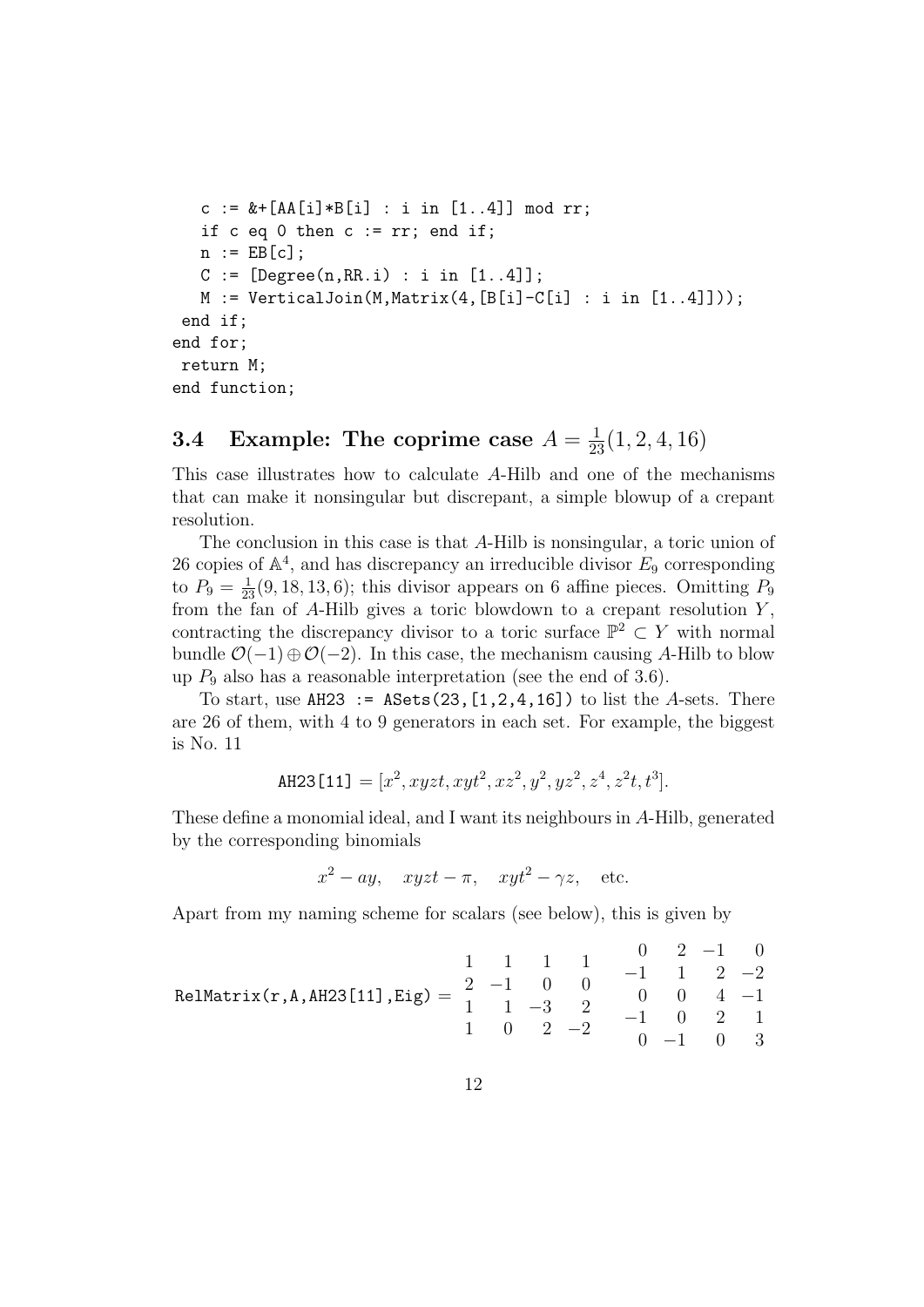```
   c := &+[AA[i]*B[i] : i in [1..4]] mod rr;
   if c eq 0 then c := rr; end if;
   n := EB[c];
   C := [Degree(n,RR.i) : i in [1..4]];
   M := VerticalJoin(M,Matrix(4,[B[i]-C[i] : i in [1..4]]));
 end if;
end for;
 return M;
end function;
```

### 3.4 Example: The coprime case $A = \frac{1}{23}(1, 2, 4, 16)$

This case illustrates how to calculate $A$-Hilb and one of the mechanisms that can make it nonsingular but discrepant, a simple blowup of a crepant resolution.

The conclusion in this case is that $A$-Hilb is nonsingular, a toric union of 26 copies of $\mathbb{A}^4$, and has discrepancy an irreducible divisor $E_9$ corresponding to $P_9 = \frac{1}{23}(9, 18, 13, 6)$; this divisor appears on 6 affine pieces. Omitting $P_9$ from the fan of $A$-Hilb gives a toric blowdown to a crepant resolution $Y$, contracting the discrepancy divisor to a toric surface $\mathbb{P}^2 \subset Y$ with normal bundle $\mathcal{O}(-1) \oplus \mathcal{O}(-2)$. In this case, the mechanism causing $A$-Hilb to blow up $P_9$ also has a reasonable interpretation (see the end of 3.6).

To start, use `AH23 := ASets(23,[1,2,4,16])` to list the $A$-sets. There are 26 of them, with 4 to 9 generators in each set. For example, the biggest is No. 11

$$\texttt{AH23[11]} = [x^2, xyzt, xyt^2, xz^2, y^2, yz^2, z^4, z^2t, t^3].$$

These define a monomial ideal, and I want its neighbours in $A$-Hilb, generated by the corresponding binomials

$$x^2 - ay, \quad xyzt - \pi, \quad xyt^2 - \gamma z, \quad \text{etc.}$$

Apart from my naming scheme for scalars (see below), this is given by

$$\texttt{RelMatrix(r,A,AH23[11],Eig)} = \begin{matrix} 1 & 1 & 1 & 1 \\ 2 & -1 & 0 & 0 \\ 1 & 1 & -3 & 2 \\ 1 & 0 & 2 & -2 \end{matrix} \quad \begin{matrix} 0 & 2 & -1 & 0 \\ -1 & 1 & 2 & -2 \\ 0 & 0 & 4 & -1 \\ -1 & 0 & 2 & 1 \\ 0 & -1 & 0 & 3 \end{matrix}$$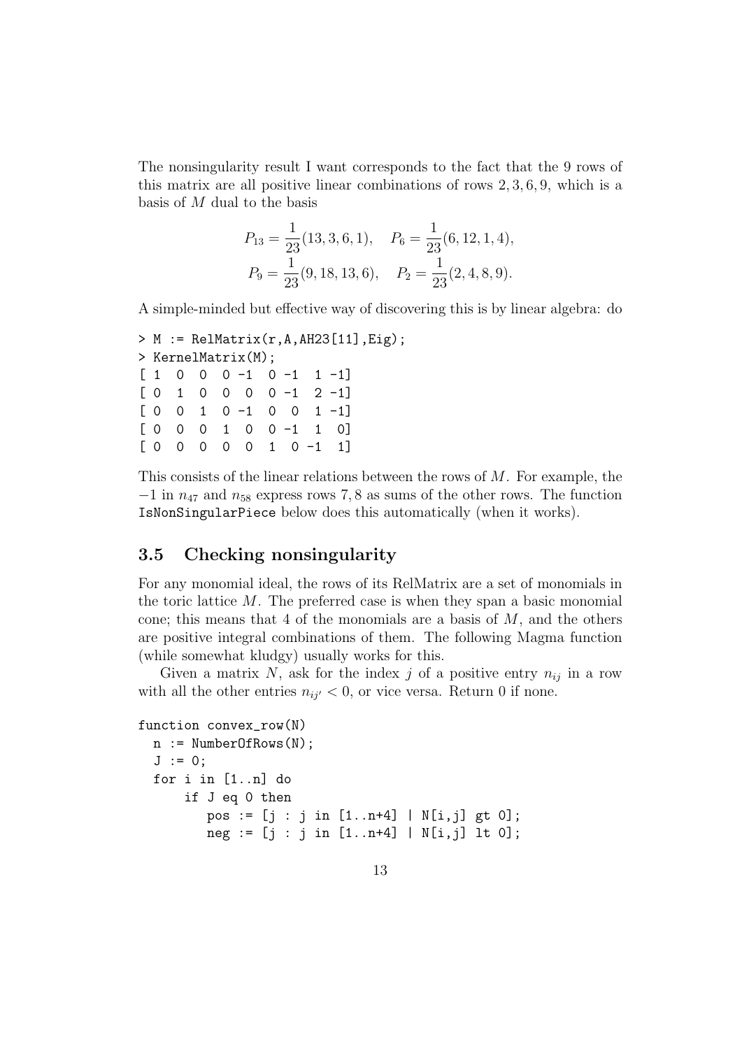The nonsingularity result I want corresponds to the fact that the 9 rows of this matrix are all positive linear combinations of rows $2, 3, 6, 9$, which is a basis of $M$ dual to the basis

$$P_{13} = \frac{1}{23}(13, 3, 6, 1), \quad P_6 = \frac{1}{23}(6, 12, 1, 4),$$
$$P_9 = \frac{1}{23}(9, 18, 13, 6), \quad P_2 = \frac{1}{23}(2, 4, 8, 9).$$

A simple-minded but effective way of discovering this is by linear algebra: do

```
> M := RelMatrix(r,A,AH23[11],Eig);
> KernelMatrix(M);
[ 1  0  0  0 -1  0 -1  1 -1]
[ 0  1  0  0  0  0 -1  2 -1]
[ 0  0  1  0 -1  0  0  1 -1]
[ 0  0  0  1  0  0 -1  1  0]
[ 0  0  0  0  0  1  0 -1  1]
```

This consists of the linear relations between the rows of $M$. For example, the $-1$ in $n_{47}$ and $n_{58}$ express rows $7, 8$ as sums of the other rows. The function `IsNonSingularPiece` below does this automatically (when it works).

## 3.5 Checking nonsingularity

For any monomial ideal, the rows of its RelMatrix are a set of monomials in the toric lattice $M$. The preferred case is when they span a basic monomial cone; this means that 4 of the monomials are a basis of $M$, and the others are positive integral combinations of them. The following Magma function (while somewhat kludgy) usually works for this.

Given a matrix $N$, ask for the index $j$ of a positive entry $n_{ij}$ in a row with all the other entries $n_{ij'} < 0$, or vice versa. Return 0 if none.

```
function convex_row(N)
  n := NumberOfRows(N);
  J := 0;
  for i in [1..n] do
      if J eq 0 then
         pos := [j : j in [1..n+4] | N[i,j] gt 0];
         neg := [j : j in [1..n+4] | N[i,j] lt 0];
```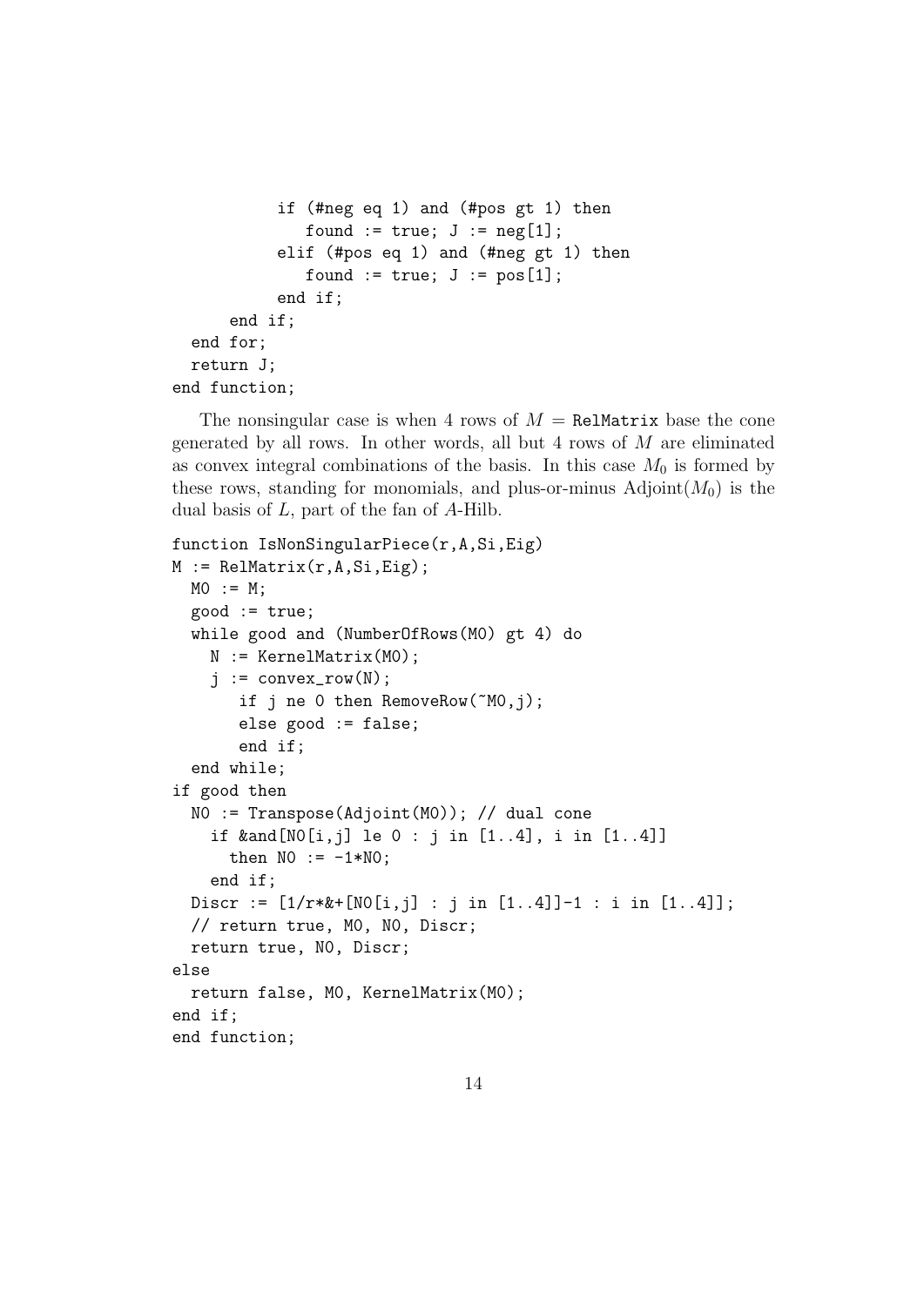```
          if (#neg eq 1) and (#pos gt 1) then
             found := true; J := neg[1];
          elif (#pos eq 1) and (#neg gt 1) then
             found := true; J := pos[1];
          end if;
      end if;
  end for;
  return J;
end function;
```

The nonsingular case is when 4 rows of $M$ = `RelMatrix` base the cone generated by all rows. In other words, all but 4 rows of $M$ are eliminated as convex integral combinations of the basis. In this case $M_0$ is formed by these rows, standing for monomials, and plus-or-minus $\mathrm{Adjoint}(M_0)$ is the dual basis of $L$, part of the fan of $A$-Hilb.

```
function IsNonSingularPiece(r,A,Si,Eig)
M := RelMatrix(r,A,Si,Eig);
  M0 := M;
  good := true;
  while good and (NumberOfRows(M0) gt 4) do
    N := KernelMatrix(M0);
    j := convex_row(N);
       if j ne 0 then RemoveRow(~M0,j);
       else good := false;
       end if;
  end while;
if good then
  N0 := Transpose(Adjoint(M0)); // dual cone
    if &and[N0[i,j] le 0 : j in [1..4], i in [1..4]]
      then N0 := -1*N0;
    end if;
  Discr := [1/r*&+[N0[i,j] : j in [1..4]]-1 : i in [1..4]];
  // return true, M0, N0, Discr;
  return true, N0, Discr;
else
  return false, M0, KernelMatrix(M0);
end if;
end function;
```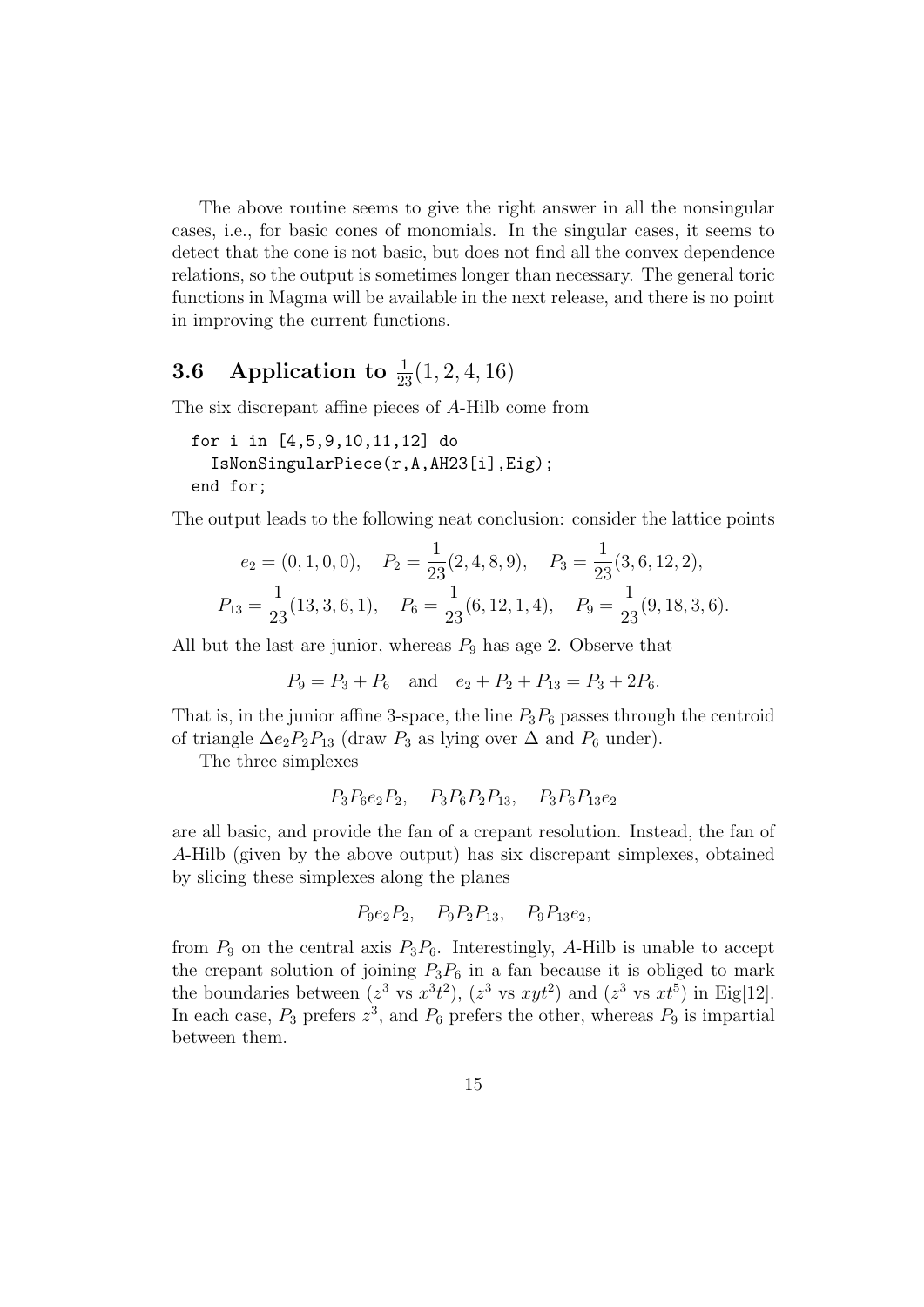The above routine seems to give the right answer in all the nonsingular cases, i.e., for basic cones of monomials. In the singular cases, it seems to detect that the cone is not basic, but does not find all the convex dependence relations, so the output is sometimes longer than necessary. The general toric functions in Magma will be available in the next release, and there is no point in improving the current functions.

## 3.6 Application to $\frac{1}{23}(1,2,4,16)$

The six discrepant affine pieces of $A$-Hilb come from

```
for i in [4,5,9,10,11,12] do
  IsNonSingularPiece(r,A,AH23[i],Eig);
end for;
```

The output leads to the following neat conclusion: consider the lattice points

$$e_2 = (0,1,0,0), \quad P_2 = \frac{1}{23}(2,4,8,9), \quad P_3 = \frac{1}{23}(3,6,12,2),$$
$$P_{13} = \frac{1}{23}(13,3,6,1), \quad P_6 = \frac{1}{23}(6,12,1,4), \quad P_9 = \frac{1}{23}(9,18,3,6).$$

All but the last are junior, whereas $P_9$ has age 2. Observe that

$$P_9 = P_3 + P_6 \quad \text{and} \quad e_2 + P_2 + P_{13} = P_3 + 2P_6.$$

That is, in the junior affine 3-space, the line $P_3P_6$ passes through the centroid of triangle $\Delta e_2 P_2 P_{13}$ (draw $P_3$ as lying over $\Delta$ and $P_6$ under).

The three simplexes

$$P_3P_6e_2P_2, \quad P_3P_6P_2P_{13}, \quad P_3P_6P_{13}e_2$$

are all basic, and provide the fan of a crepant resolution. Instead, the fan of $A$-Hilb (given by the above output) has six discrepant simplexes, obtained by slicing these simplexes along the planes

$$P_9e_2P_2, \quad P_9P_2P_{13}, \quad P_9P_{13}e_2,$$

from $P_9$ on the central axis $P_3P_6$. Interestingly, $A$-Hilb is unable to accept the crepant solution of joining $P_3P_6$ in a fan because it is obliged to mark the boundaries between ($z^3$ vs $x^3t^2$), ($z^3$ vs $xyt^2$) and ($z^3$ vs $xt^5$) in Eig[12]. In each case, $P_3$ prefers $z^3$, and $P_6$ prefers the other, whereas $P_9$ is impartial between them.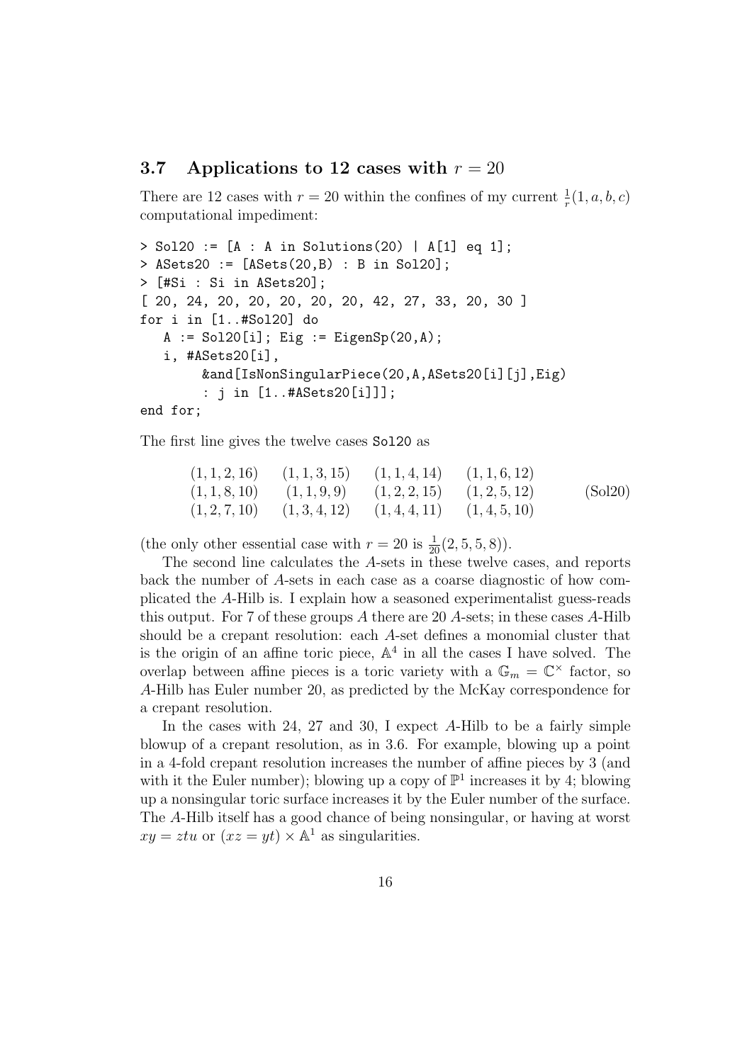### 3.7 Applications to 12 cases with $r = 20$

There are 12 cases with $r = 20$ within the confines of my current $\frac{1}{r}(1, a, b, c)$ computational impediment:

```
> Sol20 := [A : A in Solutions(20) | A[1] eq 1];
> ASets20 := [ASets(20,B) : B in Sol20];
> [#Si : Si in ASets20];
[ 20, 24, 20, 20, 20, 20, 20, 42, 27, 33, 20, 30 ]
for i in [1..#Sol20] do
   A := Sol20[i]; Eig := EigenSp(20,A);
   i, #ASets20[i],
        &and[IsNonSingularPiece(20,A,ASets20[i][j],Eig)
        : j in [1..#ASets20[i]]];
end for;
```

The first line gives the twelve cases Sol20 as

$$
\begin{array}{cccc}
(1,1,2,16) & (1,1,3,15) & (1,1,4,14) & (1,1,6,12) \\
(1,1,8,10) & (1,1,9,9) & (1,2,2,15) & (1,2,5,12) \\
(1,2,7,10) & (1,3,4,12) & (1,4,4,11) & (1,4,5,10)
\end{array}
\qquad \text{(Sol20)}
$$

(the only other essential case with $r = 20$ is $\frac{1}{20}(2, 5, 5, 8)$).

The second line calculates the $A$-sets in these twelve cases, and reports back the number of $A$-sets in each case as a coarse diagnostic of how complicated the $A$-Hilb is. I explain how a seasoned experimentalist guess-reads this output. For 7 of these groups $A$ there are 20 $A$-sets; in these cases $A$-Hilb should be a crepant resolution: each $A$-set defines a monomial cluster that is the origin of an affine toric piece, $\mathbb{A}^4$ in all the cases I have solved. The overlap between affine pieces is a toric variety with a $\mathbb{G}_m = \mathbb{C}^\times$ factor, so $A$-Hilb has Euler number 20, as predicted by the McKay correspondence for a crepant resolution.

In the cases with 24, 27 and 30, I expect $A$-Hilb to be a fairly simple blowup of a crepant resolution, as in 3.6. For example, blowing up a point in a 4-fold crepant resolution increases the number of affine pieces by 3 (and with it the Euler number); blowing up a copy of $\mathbb{P}^1$ increases it by 4; blowing up a nonsingular toric surface increases it by the Euler number of the surface. The $A$-Hilb itself has a good chance of being nonsingular, or having at worst $xy = ztu$ or $(xz = yt) \times \mathbb{A}^1$ as singularities.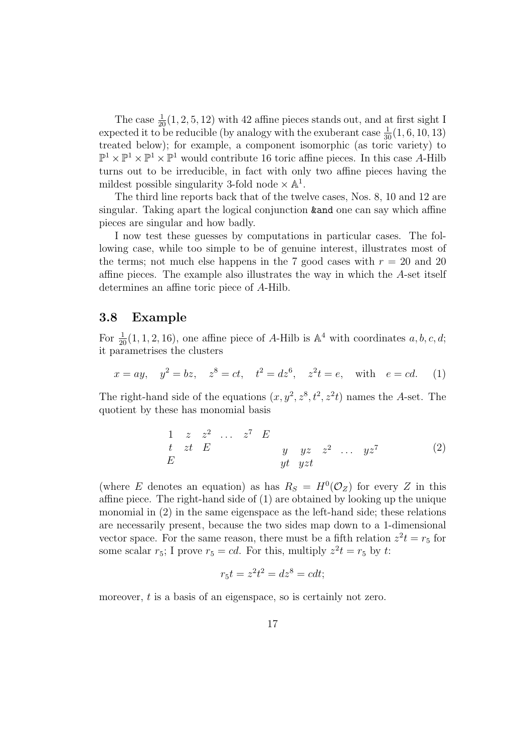The case $\frac{1}{20}(1,2,5,12)$ with 42 affine pieces stands out, and at first sight I expected it to be reducible (by analogy with the exuberant case $\frac{1}{30}(1,6,10,13)$ treated below); for example, a component isomorphic (as toric variety) to $\mathbb{P}^1 \times \mathbb{P}^1 \times \mathbb{P}^1 \times \mathbb{P}^1$ would contribute 16 toric affine pieces. In this case $A$-Hilb turns out to be irreducible, in fact with only two affine pieces having the mildest possible singularity 3-fold node $\times\, \mathbb{A}^1$.

The third line reports back that of the twelve cases, Nos. 8, 10 and 12 are singular. Taking apart the logical conjunction `&and` one can say which affine pieces are singular and how badly.

I now test these guesses by computations in particular cases. The following case, while too simple to be of genuine interest, illustrates most of the terms; not much else happens in the 7 good cases with $r = 20$ and 20 affine pieces. The example also illustrates the way in which the $A$-set itself determines an affine toric piece of $A$-Hilb.

### 3.8 Example

For $\frac{1}{20}(1,1,2,16)$, one affine piece of $A$-Hilb is $\mathbb{A}^4$ with coordinates $a, b, c, d$; it parametrises the clusters

$$x = ay, \quad y^2 = bz, \quad z^8 = ct, \quad t^2 = dz^6, \quad z^2t = e, \quad \text{with} \quad e = cd. \qquad (1)$$

The right-hand side of the equations $(x, y^2, z^8, t^2, z^2t)$ names the $A$-set. The quotient by these has monomial basis

$$\begin{array}{lllll} 1 & z & z^2 & \dots & z^7 \quad E \\ t & zt & E & & \\ E & & & & \end{array} \qquad \begin{array}{lllll} y & yz & z^2 & \dots & yz^7 \\ yt & yzt & & & \end{array} \qquad (2)$$

(where $E$ denotes an equation) as has $R_S = H^0(\mathcal{O}_Z)$ for every $Z$ in this affine piece. The right-hand side of (1) are obtained by looking up the unique monomial in (2) in the same eigenspace as the left-hand side; these relations are necessarily present, because the two sides map down to a 1-dimensional vector space. For the same reason, there must be a fifth relation $z^2t = r_5$ for some scalar $r_5$; I prove $r_5 = cd$. For this, multiply $z^2t = r_5$ by $t$:

$$r_5 t = z^2t^2 = dz^8 = cdt;$$

moreover, $t$ is a basis of an eigenspace, so is certainly not zero.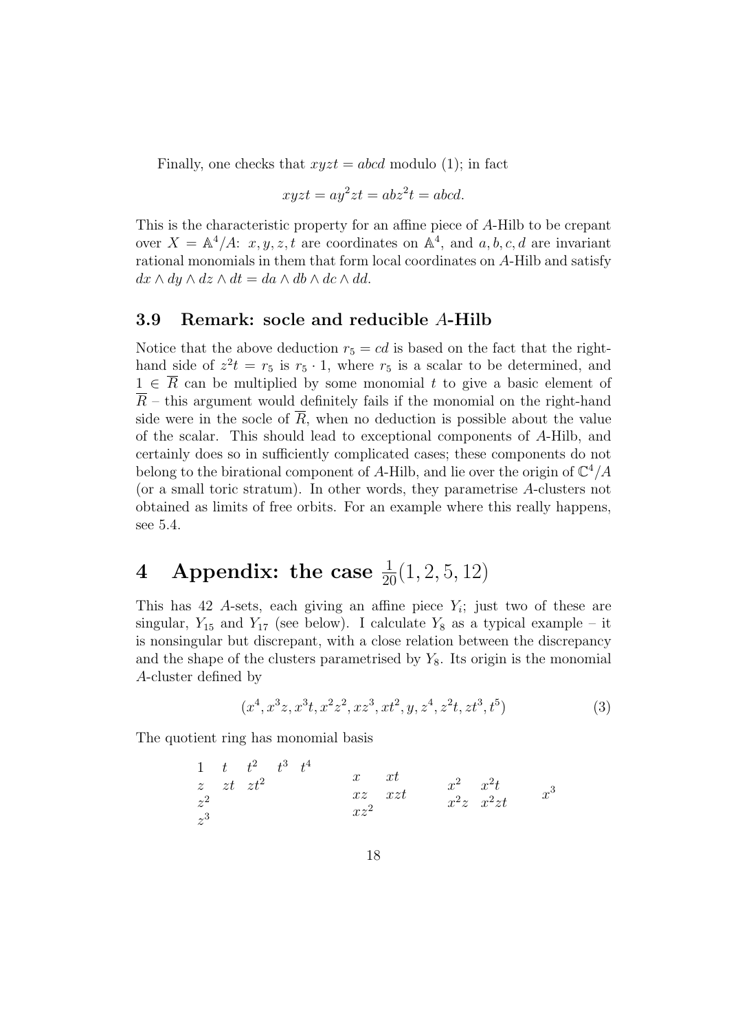Finally, one checks that $xyzt = abcd$ modulo (1); in fact

$$xyzt = ay^2zt = abz^2t = abcd.$$

This is the characteristic property for an affine piece of $A$-Hilb to be crepant over $X = \mathbb{A}^4/A$: $x, y, z, t$ are coordinates on $\mathbb{A}^4$, and $a, b, c, d$ are invariant rational monomials in them that form local coordinates on $A$-Hilb and satisfy $dx \wedge dy \wedge dz \wedge dt = da \wedge db \wedge dc \wedge dd$.

### 3.9 Remark: socle and reducible $A$-Hilb

Notice that the above deduction $r_5 = cd$ is based on the fact that the right-hand side of $z^2t = r_5$ is $r_5 \cdot 1$, where $r_5$ is a scalar to be determined, and $1 \in \overline{R}$ can be multiplied by some monomial $t$ to give a basic element of $\overline{R}$ – this argument would definitely fails if the monomial on the right-hand side were in the socle of $\overline{R}$, when no deduction is possible about the value of the scalar. This should lead to exceptional components of $A$-Hilb, and certainly does so in sufficiently complicated cases; these components do not belong to the birational component of $A$-Hilb, and lie over the origin of $\mathbb{C}^4/A$ (or a small toric stratum). In other words, they parametrise $A$-clusters not obtained as limits of free orbits. For an example where this really happens, see 5.4.

## 4 Appendix: the case $\frac{1}{20}(1, 2, 5, 12)$

This has 42 $A$-sets, each giving an affine piece $Y_i$; just two of these are singular, $Y_{15}$ and $Y_{17}$ (see below). I calculate $Y_8$ as a typical example – it is nonsingular but discrepant, with a close relation between the discrepancy and the shape of the clusters parametrised by $Y_8$. Its origin is the monomial $A$-cluster defined by

$$(x^4, x^3z, x^3t, x^2z^2, xz^3, xt^2, y, z^4, z^2t, zt^3, t^5) \tag{3}$$

The quotient ring has monomial basis

$$\begin{matrix} 1 & t & t^2 & t^3 & t^4 \\ z & zt & zt^2 & & \\ z^2 & & & & \\ z^3 & & & & \end{matrix} \qquad \begin{matrix} x & xt \\ xz & xzt \\ xz^2 & \end{matrix} \qquad \begin{matrix} x^2 & x^2t \\ x^2z & x^2zt \end{matrix} \qquad x^3$$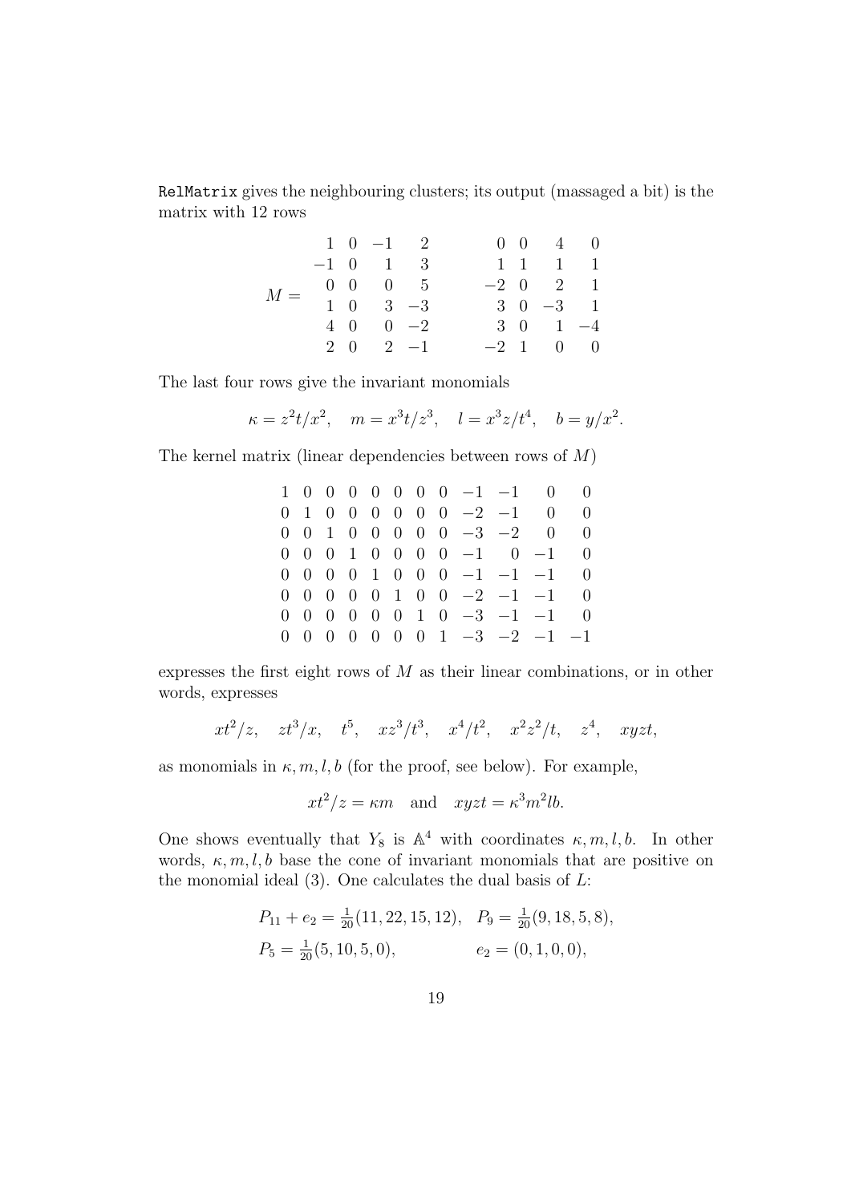`RelMatrix` gives the neighbouring clusters; its output (massaged a bit) is the matrix with 12 rows

$$M = \begin{matrix} 1 & 0 & -1 & 2 \\ -1 & 0 & 1 & 3 \\ 0 & 0 & 0 & 5 \\ 1 & 0 & 3 & -3 \\ 4 & 0 & 0 & -2 \\ 2 & 0 & 2 & -1 \end{matrix} \qquad \begin{matrix} 0 & 0 & 4 & 0 \\ 1 & 1 & 1 & 1 \\ -2 & 0 & 2 & 1 \\ 3 & 0 & -3 & 1 \\ 3 & 0 & 1 & -4 \\ -2 & 1 & 0 & 0 \end{matrix}$$

The last four rows give the invariant monomials

$$\kappa = z^2t/x^2, \quad m = x^3t/z^3, \quad l = x^3z/t^4, \quad b = y/x^2.$$

The kernel matrix (linear dependencies between rows of $M$)

$$\begin{matrix} 1 & 0 & 0 & 0 & 0 & 0 & 0 & 0 & -1 & -1 & 0 & 0 \\ 0 & 1 & 0 & 0 & 0 & 0 & 0 & 0 & -2 & -1 & 0 & 0 \\ 0 & 0 & 1 & 0 & 0 & 0 & 0 & 0 & -3 & -2 & 0 & 0 \\ 0 & 0 & 0 & 1 & 0 & 0 & 0 & 0 & -1 & 0 & -1 & 0 \\ 0 & 0 & 0 & 0 & 1 & 0 & 0 & 0 & -1 & -1 & -1 & 0 \\ 0 & 0 & 0 & 0 & 0 & 1 & 0 & 0 & -2 & -1 & -1 & 0 \\ 0 & 0 & 0 & 0 & 0 & 0 & 1 & 0 & -3 & -1 & -1 & 0 \\ 0 & 0 & 0 & 0 & 0 & 0 & 0 & 1 & -3 & -2 & -1 & -1 \end{matrix}$$

expresses the first eight rows of $M$ as their linear combinations, or in other words, expresses

$$xt^2/z, \quad zt^3/x, \quad t^5, \quad xz^3/t^3, \quad x^4/t^2, \quad x^2z^2/t, \quad z^4, \quad xyzt,$$

as monomials in $\kappa, m, l, b$ (for the proof, see below). For example,

$$xt^2/z = \kappa m \quad \text{and} \quad xyzt = \kappa^3 m^2 lb.$$

One shows eventually that $Y_8$ is $\mathbb{A}^4$ with coordinates $\kappa, m, l, b$. In other words, $\kappa, m, l, b$ base the cone of invariant monomials that are positive on the monomial ideal (3). One calculates the dual basis of $L$:

$$P_{11} + e_2 = \tfrac{1}{20}(11, 22, 15, 12), \quad P_9 = \tfrac{1}{20}(9, 18, 5, 8),$$
$$P_5 = \tfrac{1}{20}(5, 10, 5, 0), \qquad e_2 = (0, 1, 0, 0),$$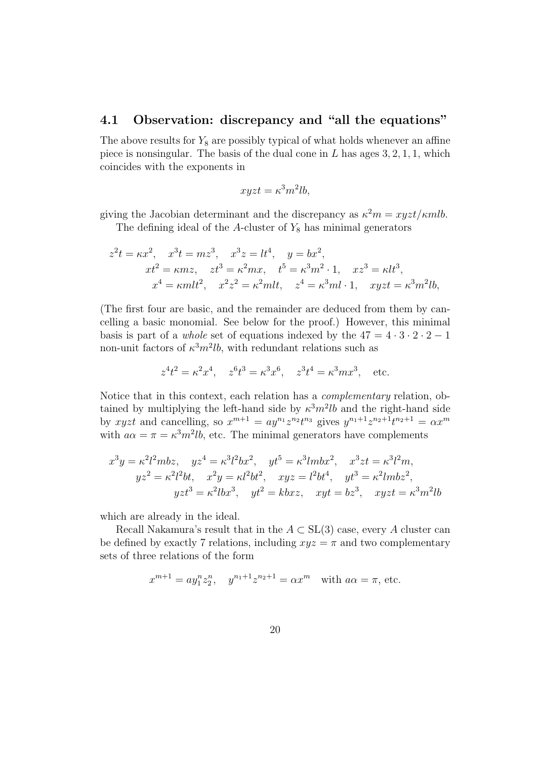### 4.1 Observation: discrepancy and "all the equations"

The above results for $Y_8$ are possibly typical of what holds whenever an affine piece is nonsingular. The basis of the dual cone in $L$ has ages $3, 2, 1, 1$, which coincides with the exponents in

$$xyzt = \kappa^3 m^2 lb,$$

giving the Jacobian determinant and the discrepancy as $\kappa^2 m = xyzt/\kappa mlb$.

The defining ideal of the $A$-cluster of $Y_8$ has minimal generators

$$\begin{gathered} z^2t = \kappa x^2, \quad x^3 t = mz^3, \quad x^3 z = lt^4, \quad y = bx^2, \\ xt^2 = \kappa mz, \quad zt^3 = \kappa^2 mx, \quad t^5 = \kappa^3 m^2 \cdot 1, \quad xz^3 = \kappa lt^3, \\ x^4 = \kappa mlt^2, \quad x^2 z^2 = \kappa^2 mlt, \quad z^4 = \kappa^3 ml \cdot 1, \quad xyzt = \kappa^3 m^2 lb, \end{gathered}$$

(The first four are basic, and the remainder are deduced from them by cancelling a basic monomial. See below for the proof.) However, this minimal basis is part of a *whole* set of equations indexed by the $47 = 4 \cdot 3 \cdot 2 \cdot 2 - 1$ non-unit factors of $\kappa^3 m^2 lb$, with redundant relations such as

$$z^4 t^2 = \kappa^2 x^4, \quad z^6 t^3 = \kappa^3 x^6, \quad z^3 t^4 = \kappa^3 m x^3, \quad \text{etc.}$$

Notice that in this context, each relation has a *complementary* relation, obtained by multiplying the left-hand side by $\kappa^3 m^2 lb$ and the right-hand side by $xyzt$ and cancelling, so $x^{m+1} = ay^{n_1} z^{n_2} t^{n_3}$ gives $y^{n_1+1} z^{n_2+1} t^{n_2+1} = \alpha x^m$ with $a\alpha = \pi = \kappa^3 m^2 lb$, etc. The minimal generators have complements

$$\begin{gathered} x^3 y = \kappa^2 l^2 mbz, \quad yz^4 = \kappa^3 l^2 bx^2, \quad yt^5 = \kappa^3 lmbx^2, \quad x^3 zt = \kappa^3 l^2 m, \\ yz^2 = \kappa^2 l^2 bt, \quad x^2 y = \kappa l^2 bt^2, \quad xyz = l^2 bt^4, \quad yt^3 = \kappa^2 lmbz^2, \\ yzt^3 = \kappa^2 lbx^3, \quad yt^2 = kbxz, \quad xyt = bz^3, \quad xyzt = \kappa^3 m^2 lb \end{gathered}$$

which are already in the ideal.

Recall Nakamura's result that in the $A \subset \mathrm{SL}(3)$ case, every $A$ cluster can be defined by exactly 7 relations, including $xyz = \pi$ and two complementary sets of three relations of the form

$$x^{m+1} = ay_1^n z_2^n, \quad y^{n_1+1} z^{n_2+1} = \alpha x^m \quad \text{with } a\alpha = \pi, \text{ etc.}$$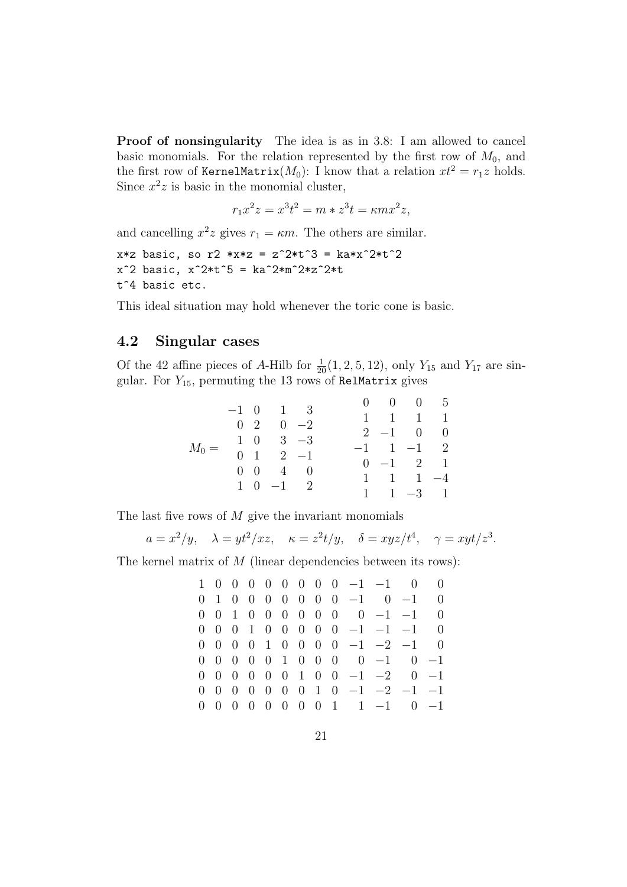**Proof of nonsingularity** The idea is as in 3.8: I am allowed to cancel basic monomials. For the relation represented by the first row of $M_0$, and the first row of `KernelMatrix`$(M_0)$: I know that a relation $xt^2 = r_1 z$ holds. Since $x^2z$ is basic in the monomial cluster,

$$r_1 x^2 z = x^3 t^2 = m * z^3 t = \kappa m x^2 z,$$

and cancelling $x^2z$ gives $r_1 = \kappa m$. The others are similar.

```
x*z basic, so r2 *x*z = z^2*t^3 = ka*x^2*t^2
x^2 basic, x^2*t^5 = ka^2*m^2*z^2*t
t^4 basic etc.
```

This ideal situation may hold whenever the toric cone is basic.

## 4.2 Singular cases

Of the 42 affine pieces of $A$-Hilb for $\frac{1}{20}(1, 2, 5, 12)$, only $Y_{15}$ and $Y_{17}$ are singular. For $Y_{15}$, permuting the 13 rows of `RelMatrix` gives

$$M_0 = \begin{matrix} -1 & 0 & 1 & 3 \\ 0 & 2 & 0 & -2 \\ 1 & 0 & 3 & -3 \\ 0 & 1 & 2 & -1 \\ 0 & 0 & 4 & 0 \\ 1 & 0 & -1 & 2 \end{matrix} \qquad \begin{matrix} 0 & 0 & 0 & 5 \\ 1 & 1 & 1 & 1 \\ 2 & -1 & 0 & 0 \\ -1 & 1 & -1 & 2 \\ 0 & -1 & 2 & 1 \\ 1 & 1 & 1 & -4 \\ 1 & 1 & -3 & 1 \end{matrix}$$

The last five rows of $M$ give the invariant monomials

$$a = x^2/y, \quad \lambda = yt^2/xz, \quad \kappa = z^2t/y, \quad \delta = xyz/t^4, \quad \gamma = xyt/z^3.$$

The kernel matrix of $M$ (linear dependencies between its rows):

$$\begin{matrix} 1 & 0 & 0 & 0 & 0 & 0 & 0 & 0 & 0 & -1 & -1 & 0 & 0 \\ 0 & 1 & 0 & 0 & 0 & 0 & 0 & 0 & 0 & -1 & 0 & -1 & 0 \\ 0 & 0 & 1 & 0 & 0 & 0 & 0 & 0 & 0 & 0 & -1 & -1 & 0 \\ 0 & 0 & 0 & 1 & 0 & 0 & 0 & 0 & 0 & -1 & -1 & -1 & 0 \\ 0 & 0 & 0 & 0 & 1 & 0 & 0 & 0 & 0 & -1 & -2 & -1 & 0 \\ 0 & 0 & 0 & 0 & 0 & 1 & 0 & 0 & 0 & 0 & -1 & 0 & -1 \\ 0 & 0 & 0 & 0 & 0 & 0 & 1 & 0 & 0 & -1 & -2 & 0 & -1 \\ 0 & 0 & 0 & 0 & 0 & 0 & 0 & 1 & 0 & -1 & -2 & -1 & -1 \\ 0 & 0 & 0 & 0 & 0 & 0 & 0 & 0 & 1 & 1 & -1 & 0 & -1 \end{matrix}$$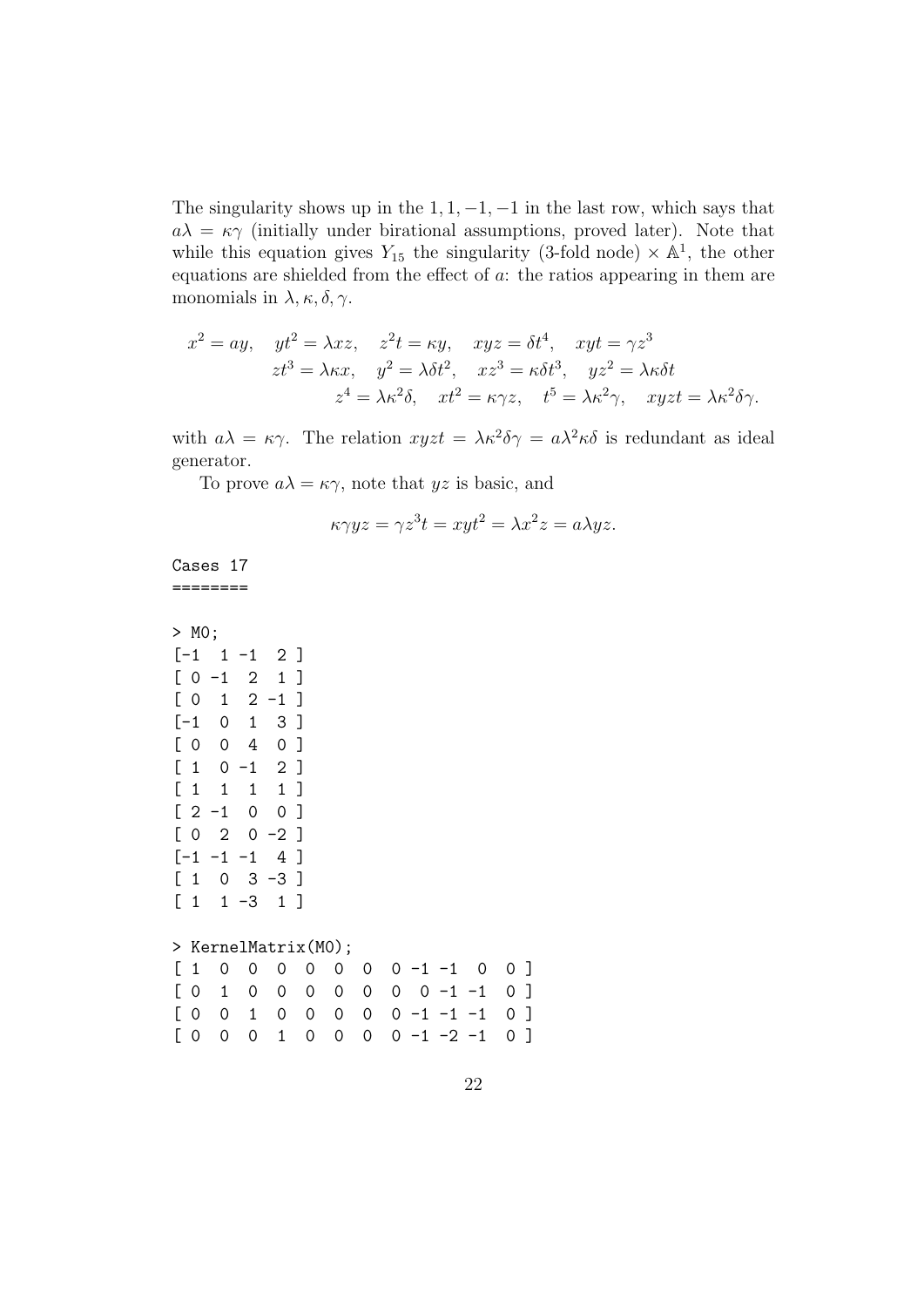The singularity shows up in the $1, 1, -1, -1$ in the last row, which says that $a\lambda = \kappa\gamma$ (initially under birational assumptions, proved later). Note that while this equation gives $Y_{15}$ the singularity (3-fold node) $\times \mathbb{A}^1$, the other equations are shielded from the effect of $a$: the ratios appearing in them are monomials in $\lambda, \kappa, \delta, \gamma$.

$$
\begin{gathered}
x^2 = ay, \quad yt^2 = \lambda xz, \quad z^2t = \kappa y, \quad xyz = \delta t^4, \quad xyt = \gamma z^3 \\
zt^3 = \lambda\kappa x, \quad y^2 = \lambda\delta t^2, \quad xz^3 = \kappa\delta t^3, \quad yz^2 = \lambda\kappa\delta t \\
z^4 = \lambda\kappa^2\delta, \quad xt^2 = \kappa\gamma z, \quad t^5 = \lambda\kappa^2\gamma, \quad xyzt = \lambda\kappa^2\delta\gamma.
\end{gathered}
$$

with $a\lambda = \kappa\gamma$. The relation $xyzt = \lambda\kappa^2\delta\gamma = a\lambda^2\kappa\delta$ is redundant as ideal generator.

To prove $a\lambda = \kappa\gamma$, note that $yz$ is basic, and

$$\kappa\gamma yz = \gamma z^3 t = xyt^2 = \lambda x^2 z = a\lambda yz.$$

```
Cases 17
========

> M0;
[-1  1 -1  2 ]
[ 0 -1  2  1 ]
[ 0  1  2 -1 ]
[-1  0  1  3 ]
[ 0  0  4  0 ]
[ 1  0 -1  2 ]
[ 1  1  1  1 ]
[ 2 -1  0  0 ]
[ 0  2  0 -2 ]
[-1 -1 -1  4 ]
[ 1  0  3 -3 ]
[ 1  1 -3  1 ]

> KernelMatrix(M0);
[ 1  0  0  0  0  0  0  0 -1 -1  0  0 ]
[ 0  1  0  0  0  0  0  0  0 -1 -1  0 ]
[ 0  0  1  0  0  0  0  0 -1 -1 -1  0 ]
[ 0  0  0  1  0  0  0  0 -1 -2 -1  0 ]
```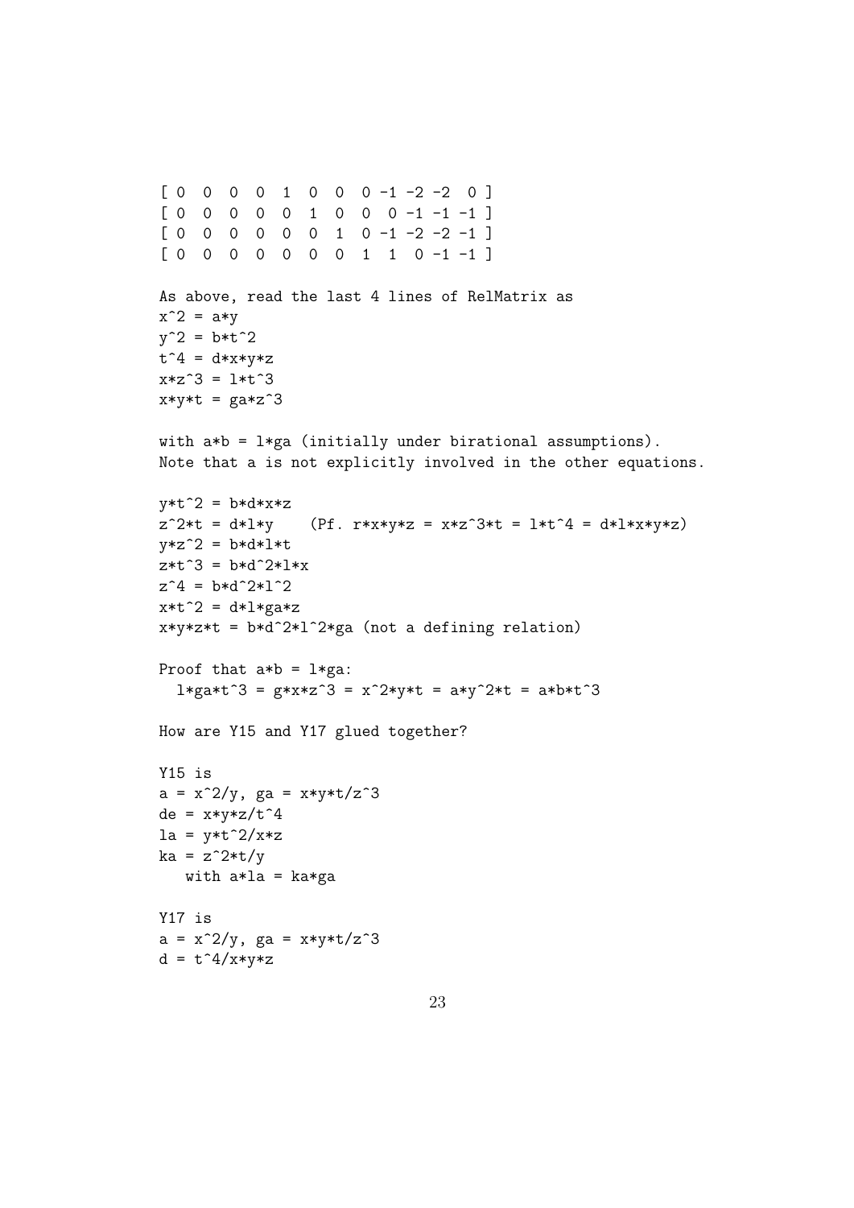```
[ 0  0  0  0  1  0  0  0 -1 -2 -2  0 ]
[ 0  0  0  0  0  1  0  0  0 -1 -1 -1 ]
[ 0  0  0  0  0  0  1  0 -1 -2 -2 -1 ]
[ 0  0  0  0  0  0  0  1  1  0 -1 -1 ]

As above, read the last 4 lines of RelMatrix as
x^2 = a*y
y^2 = b*t^2
t^4 = d*x*y*z
x*z^3 = l*t^3
x*y*t = ga*z^3

with a*b = l*ga (initially under birational assumptions).
Note that a is not explicitly involved in the other equations.

y*t^2 = b*d*x*z
z^2*t = d*l*y    (Pf. r*x*y*z = x*z^3*t = l*t^4 = d*l*x*y*z)
y*z^2 = b*d*l*t
z*t^3 = b*d^2*l*x
z^4 = b*d^2*l^2
x*t^2 = d*l*ga*z
x*y*z*t = b*d^2*l^2*ga (not a defining relation)

Proof that a*b = l*ga:
  l*ga*t^3 = g*x*z^3 = x^2*y*t = a*y^2*t = a*b*t^3

How are Y15 and Y17 glued together?

Y15 is
a = x^2/y, ga = x*y*t/z^3
de = x*y*z/t^4
la = y*t^2/x*z
ka = z^2*t/y
   with a*la = ka*ga

Y17 is
a = x^2/y, ga = x*y*t/z^3
d = t^4/x*y*z
```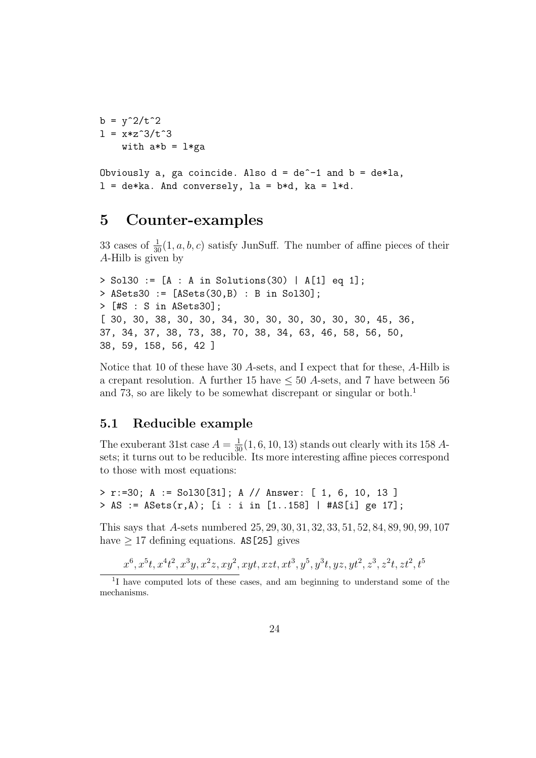```
b = y^2/t^2
l = x*z^3/t^3
    with a*b = l*ga

Obviously a, ga coincide. Also d = de^-1 and b = de*la,
l = de*ka. And conversely, la = b*d, ka = l*d.
```

# 5 Counter-examples

33 cases of $\frac{1}{30}(1,a,b,c)$ satisfy JunSuff. The number of affine pieces of their $A$-Hilb is given by

```
> Sol30 := [A : A in Solutions(30) | A[1] eq 1];
> ASets30 := [ASets(30,B) : B in Sol30];
> [#S : S in ASets30];
[ 30, 30, 38, 30, 30, 34, 30, 30, 30, 30, 30, 30, 45, 36,
37, 34, 37, 38, 73, 38, 70, 38, 34, 63, 46, 58, 56, 50,
38, 59, 158, 56, 42 ]
```

Notice that 10 of these have 30 $A$-sets, and I expect that for these, $A$-Hilb is a crepant resolution. A further 15 have $\leq 50$ $A$-sets, and 7 have between 56 and 73, so are likely to be somewhat discrepant or singular or both.[1]

## 5.1 Reducible example

The exuberant 31st case $A = \frac{1}{30}(1,6,10,13)$ stands out clearly with its 158 $A$-sets; it turns out to be reducible. Its more interesting affine pieces correspond to those with most equations:

```
> r:=30; A := Sol30[31]; A // Answer: [ 1, 6, 10, 13 ]
> AS := ASets(r,A); [i : i in [1..158] | #AS[i] ge 17];
```

This says that $A$-sets numbered $25, 29, 30, 31, 32, 33, 51, 52, 84, 89, 90, 99, 107$ have $\geq 17$ defining equations. `AS[25]` gives

$$x^6, x^5t, x^4t^2, x^3y, x^2z, xy^2, xyt, xzt, xt^3, y^5, y^3t, yz, yt^2, z^3, z^2t, zt^2, t^5$$

[1] I have computed lots of these cases, and am beginning to understand some of the mechanisms.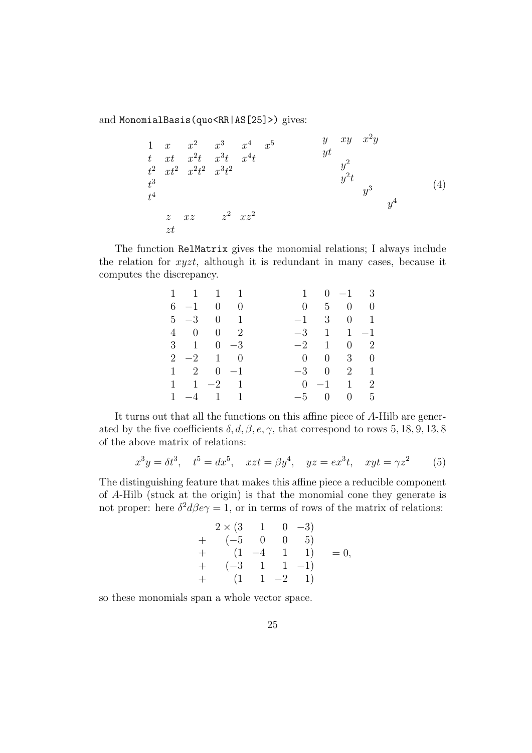and `MonomialBasis(quo<RR|AS[25]>)` gives:

$$
\begin{array}{llllll}
1 & x & x^2 & x^3 & x^4 & x^5 \\
t & xt & x^2t & x^3t & x^4t & \\
t^2 & xt^2 & x^2t^2 & x^3t^2 & & \\
t^3 & & & & & \\
t^4 & & & & & \\
 & z & xz & z^2 & xz^2 & \\
 & zt & & & &
\end{array}
\qquad
\begin{array}{llll}
y & xy & x^2y & \\
yt & & & \\
 & y^2 & & \\
 & y^2t & & \\
 & & y^3 & \\
 & & & y^4
\end{array}
\tag{4}
$$

The function `RelMatrix` gives the monomial relations; I always include the relation for $xyzt$, although it is redundant in many cases, because it computes the discrepancy.

$$
\begin{array}{rrrr}
1 & 1 & 1 & 1 \\
6 & -1 & 0 & 0 \\
5 & -3 & 0 & 1 \\
4 & 0 & 0 & 2 \\
3 & 1 & 0 & -3 \\
2 & -2 & 1 & 0 \\
1 & 2 & 0 & -1 \\
1 & 1 & -2 & 1 \\
1 & -4 & 1 & 1
\end{array}
\qquad
\begin{array}{rrrr}
1 & 0 & -1 & 3 \\
0 & 5 & 0 & 0 \\
-1 & 3 & 0 & 1 \\
-3 & 1 & 1 & -1 \\
-2 & 1 & 0 & 2 \\
0 & 0 & 3 & 0 \\
-3 & 0 & 2 & 1 \\
0 & -1 & 1 & 2 \\
-5 & 0 & 0 & 5
\end{array}
$$

It turns out that all the functions on this affine piece of $A$-Hilb are generated by the five coefficients $\delta, d, \beta, e, \gamma$, that correspond to rows $5, 18, 9, 13, 8$ of the above matrix of relations:

$$
x^3y = \delta t^3, \quad t^5 = dx^5, \quad xzt = \beta y^4, \quad yz = ex^3t, \quad xyt = \gamma z^2 \tag{5}
$$

The distinguishing feature that makes this affine piece a reducible component of $A$-Hilb (stuck at the origin) is that the monomial cone they generate is not proper: here $\delta^2 d\beta e\gamma = 1$, or in terms of rows of the matrix of relations:

$$
\begin{array}{rrrrrr}
 & 2\times(3 & 1 & 0 & -3) & \\
+ & (-5 & 0 & 0 & 5) & \\
+ & (1 & -4 & 1 & 1) & = 0, \\
+ & (-3 & 1 & 1 & -1) & \\
+ & (1 & 1 & -2 & 1) &
\end{array}
$$

so these monomials span a whole vector space.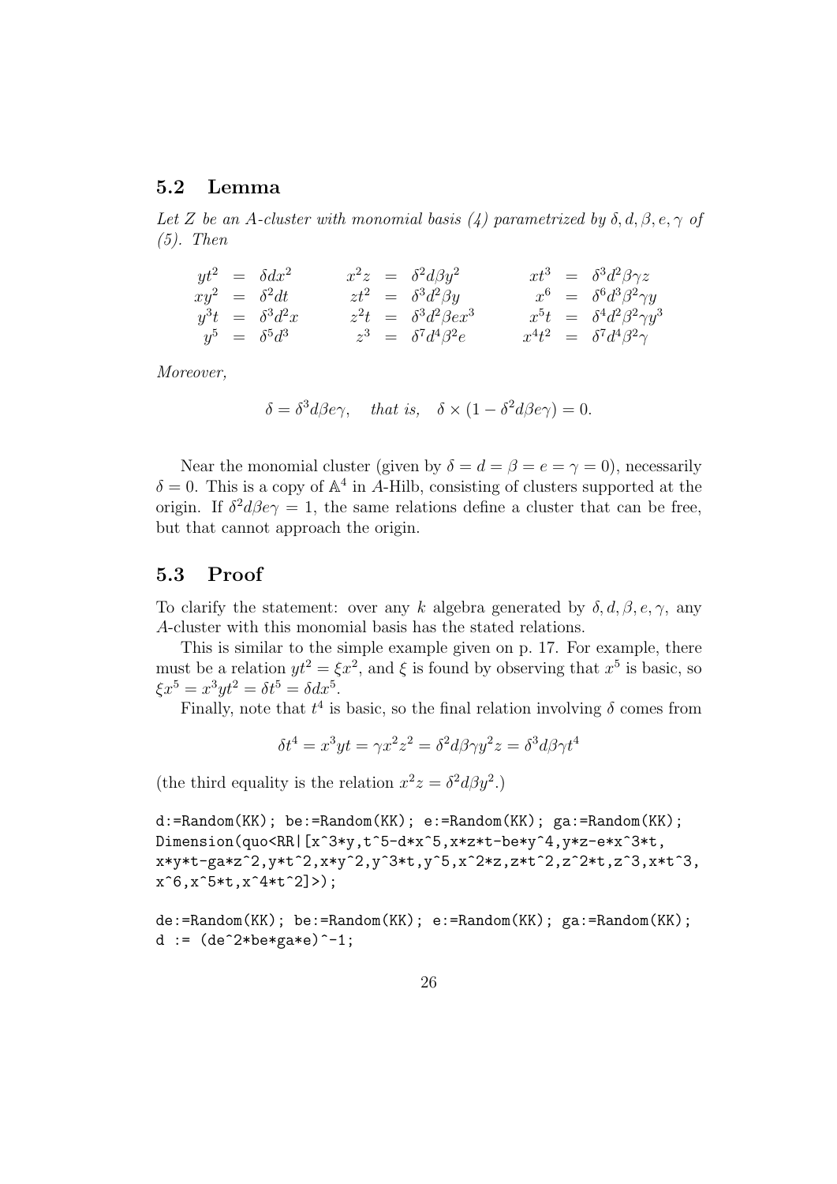## 5.2 Lemma

*Let $Z$ be an $A$-cluster with monomial basis (4) parametrized by $\delta, d, \beta, e, \gamma$ of (5). Then*

$$
\begin{array}{rclcrclcrcl}
yt^2 &=& \delta dx^2 & & x^2z &=& \delta^2 d\beta y^2 & & xt^3 &=& \delta^3 d^2\beta\gamma z \\
xy^2 &=& \delta^2 dt & & zt^2 &=& \delta^3 d^2\beta y & & x^6 &=& \delta^6 d^3\beta^2\gamma y \\
y^3t &=& \delta^3 d^2 x & & z^2t &=& \delta^3 d^2\beta e x^3 & & x^5t &=& \delta^4 d^2\beta^2\gamma y^3 \\
y^5 &=& \delta^5 d^3 & & z^3 &=& \delta^7 d^4\beta^2 e & & x^4t^2 &=& \delta^7 d^4\beta^2\gamma
\end{array}
$$

*Moreover,*

$$\delta = \delta^3 d\beta e\gamma, \quad \textit{that is,} \quad \delta \times (1 - \delta^2 d\beta e\gamma) = 0.$$

Near the monomial cluster (given by $\delta = d = \beta = e = \gamma = 0$), necessarily $\delta = 0$. This is a copy of $\mathbb{A}^4$ in $A$-Hilb, consisting of clusters supported at the origin. If $\delta^2 d\beta e\gamma = 1$, the same relations define a cluster that can be free, but that cannot approach the origin.

## 5.3 Proof

To clarify the statement: over any $k$ algebra generated by $\delta, d, \beta, e, \gamma$, any $A$-cluster with this monomial basis has the stated relations.

This is similar to the simple example given on p. 17. For example, there must be a relation $yt^2 = \xi x^2$, and $\xi$ is found by observing that $x^5$ is basic, so $\xi x^5 = x^3yt^2 = \delta t^5 = \delta dx^5$.

Finally, note that $t^4$ is basic, so the final relation involving $\delta$ comes from

$$\delta t^4 = x^3yt = \gamma x^2z^2 = \delta^2 d\beta\gamma y^2 z = \delta^3 d\beta\gamma t^4$$

(the third equality is the relation $x^2z = \delta^2 d\beta y^2$.)

```
d:=Random(KK); be:=Random(KK); e:=Random(KK); ga:=Random(KK);
Dimension(quo<RR|[x^3*y,t^5-d*x^5,x*z*t-be*y^4,y*z-e*x^3*t,
x*y*t-ga*z^2,y*t^2,x*y^2,y^3*t,y^5,x^2*z,z*t^2,z^2*t,z^3,x*t^3,
x^6,x^5*t,x^4*t^2]>);

de:=Random(KK); be:=Random(KK); e:=Random(KK); ga:=Random(KK);
d := (de^2*be*ga*e)^-1;
```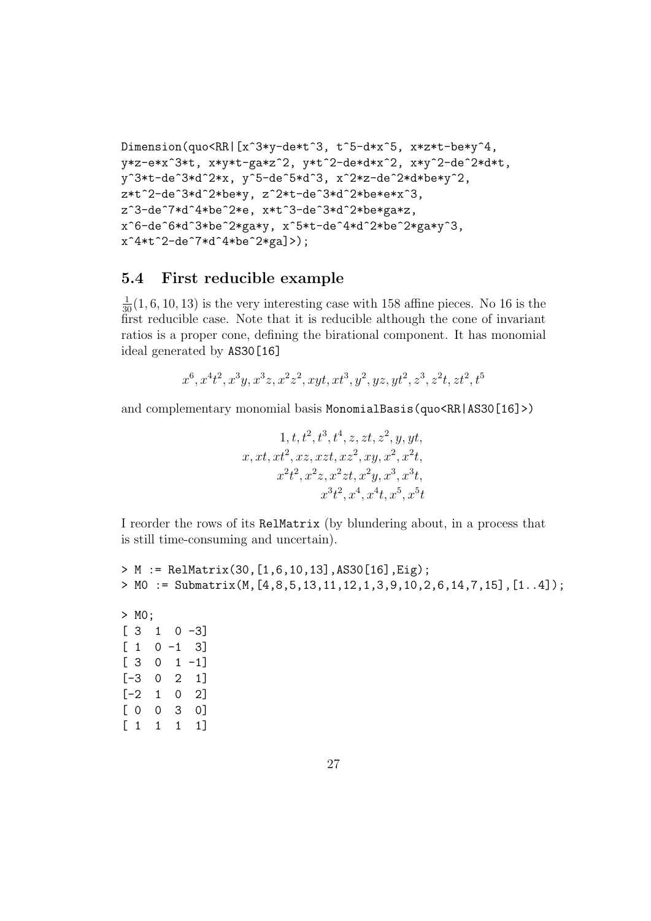```
Dimension(quo<RR|[x^3*y-de*t^3, t^5-d*x^5, x*z*t-be*y^4,
y*z-e*x^3*t, x*y*t-ga*z^2, y*t^2-de*d*x^2, x*y^2-de^2*d*t,
y^3*t-de^3*d^2*x, y^5-de^5*d^3, x^2*z-de^2*d*be*y^2,
z*t^2-de^3*d^2*be*y, z^2*t-de^3*d^2*be*e*x^3,
z^3-de^7*d^4*be^2*e, x*t^3-de^3*d^2*be*ga*z,
x^6-de^6*d^3*be^2*ga*y, x^5*t-de^4*d^2*be^2*ga*y^3,
x^4*t^2-de^7*d^4*be^2*ga]>);
```

### 5.4 First reducible example

$\frac{1}{30}(1, 6, 10, 13)$ is the very interesting case with 158 affine pieces. No 16 is the first reducible case. Note that it is reducible although the cone of invariant ratios is a proper cone, defining the birational component. It has monomial ideal generated by AS30[16]

$$x^6, x^4t^2, x^3y, x^3z, x^2z^2, xyt, xt^3, y^2, yz, yt^2, z^3, z^2t, zt^2, t^5$$

and complementary monomial basis MonomialBasis(quo<RR|AS30[16]>)

$$\begin{gathered} 1, t, t^2, t^3, t^4, z, zt, z^2, y, yt, \\ x, xt, xt^2, xz, xzt, xz^2, xy, x^2, x^2t, \\ x^2t^2, x^2z, x^2zt, x^2y, x^3, x^3t, \\ x^3t^2, x^4, x^4t, x^5, x^5t \end{gathered}$$

I reorder the rows of its RelMatrix (by blundering about, in a process that is still time-consuming and uncertain).

```
> M := RelMatrix(30,[1,6,10,13],AS30[16],Eig);
> M0 := Submatrix(M,[4,8,5,13,11,12,1,3,9,10,2,6,14,7,15],[1..4]);

> M0;
[ 3  1  0 -3]
[ 1  0 -1  3]
[ 3  0  1 -1]
[-3  0  2  1]
[-2  1  0  2]
[ 0  0  3  0]
[ 1  1  1  1]
```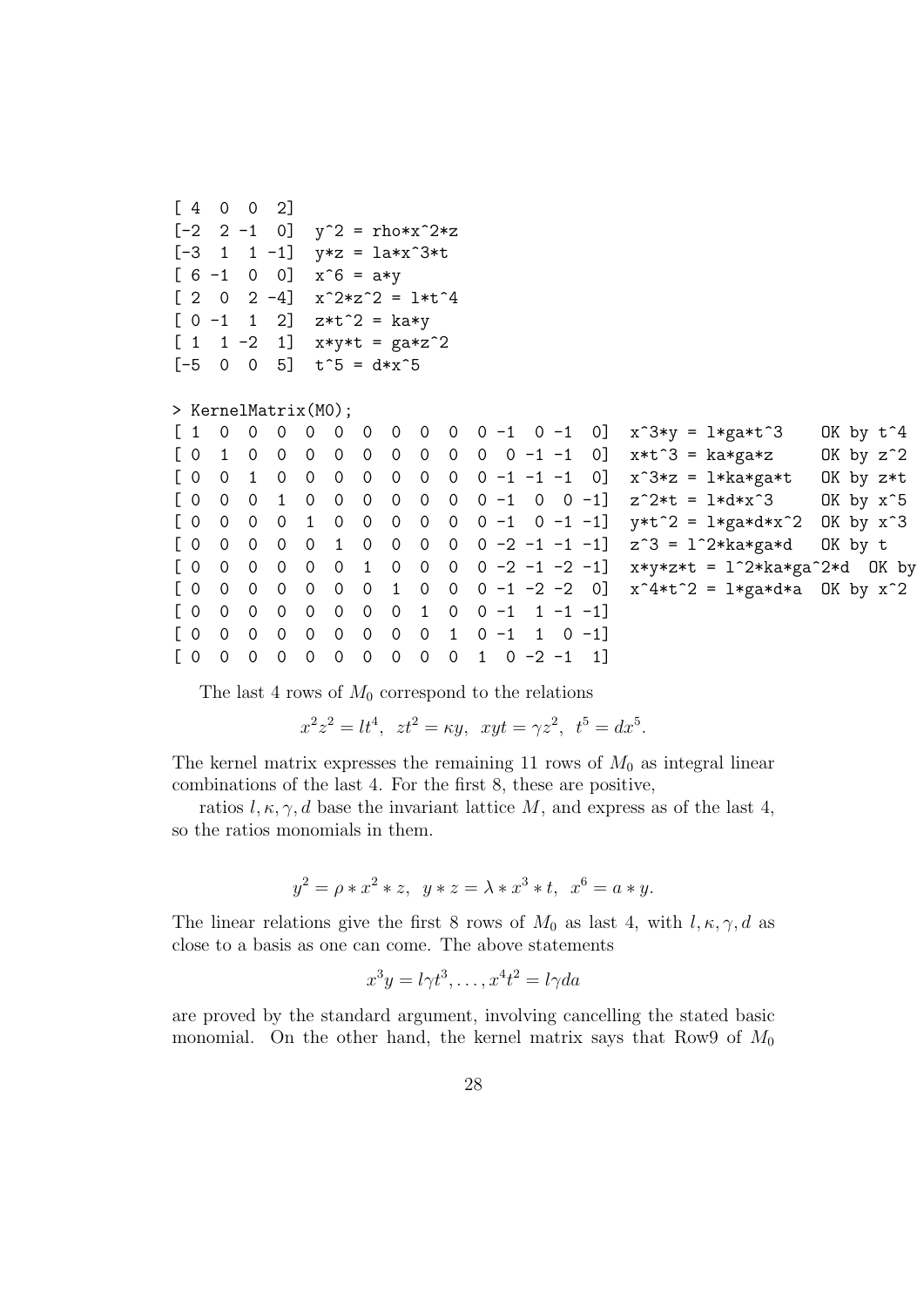```
[ 4  0  0  2]
[-2  2 -1  0]  y^2 = rho*x^2*z
[-3  1  1 -1]  y*z = la*x^3*t
[ 6 -1  0  0]  x^6 = a*y
[ 2  0  2 -4]  x^2*z^2 = l*t^4
[ 0 -1  1  2]  z*t^2 = ka*y
[ 1  1 -2  1]  x*y*t = ga*z^2
[-5  0  0  5]  t^5 = d*x^5

> KernelMatrix(M0);
[ 1  0  0  0  0  0  0  0  0  0  0 -1  0 -1  0]  x^3*y = l*ga*t^3    OK by t^4
[ 0  1  0  0  0  0  0  0  0  0  0  0 -1 -1  0]  x*t^3 = ka*ga*z     OK by z^2
[ 0  0  1  0  0  0  0  0  0  0  0 -1 -1 -1  0]  x^3*z = l*ka*ga*t   OK by z*t
[ 0  0  0  1  0  0  0  0  0  0  0 -1  0  0 -1]  z^2*t = l*d*x^3     OK by x^5
[ 0  0  0  0  1  0  0  0  0  0  0 -1  0 -1 -1]  y*t^2 = l*ga*d*x^2  OK by x^3
[ 0  0  0  0  0  1  0  0  0  0  0 -2 -1 -1 -1]  z^3 = l^2*ka*ga*d   OK by t
[ 0  0  0  0  0  0  1  0  0  0  0 -2 -1 -2 -1]  x*y*z*t = l^2*ka*ga^2*d  OK by
[ 0  0  0  0  0  0  0  1  0  0  0 -1 -2 -2  0]  x^4*t^2 = l*ga*d*a  OK by x^2
[ 0  0  0  0  0  0  0  0  1  0  0 -1  1 -1 -1]
[ 0  0  0  0  0  0  0  0  0  1  0 -1  1  0 -1]
[ 0  0  0  0  0  0  0  0  0  0  1  0 -2 -1  1]
```

The last 4 rows of $M_0$ correspond to the relations

$$x^2z^2 = lt^4, \;\; zt^2 = \kappa y, \;\; xyt = \gamma z^2, \;\; t^5 = dx^5.$$

The kernel matrix expresses the remaining 11 rows of $M_0$ as integral linear combinations of the last 4. For the first 8, these are positive,

ratios $l, \kappa, \gamma, d$ base the invariant lattice $M$, and express as of the last 4, so the ratios monomials in them.

$$y^2 = \rho * x^2 * z, \;\; y * z = \lambda * x^3 * t, \;\; x^6 = a * y.$$

The linear relations give the first 8 rows of $M_0$ as last 4, with $l, \kappa, \gamma, d$ as close to a basis as one can come. The above statements

$$x^3y = l\gamma t^3, \ldots, x^4t^2 = l\gamma da$$

are proved by the standard argument, involving cancelling the stated basic monomial. On the other hand, the kernel matrix says that Row9 of $M_0$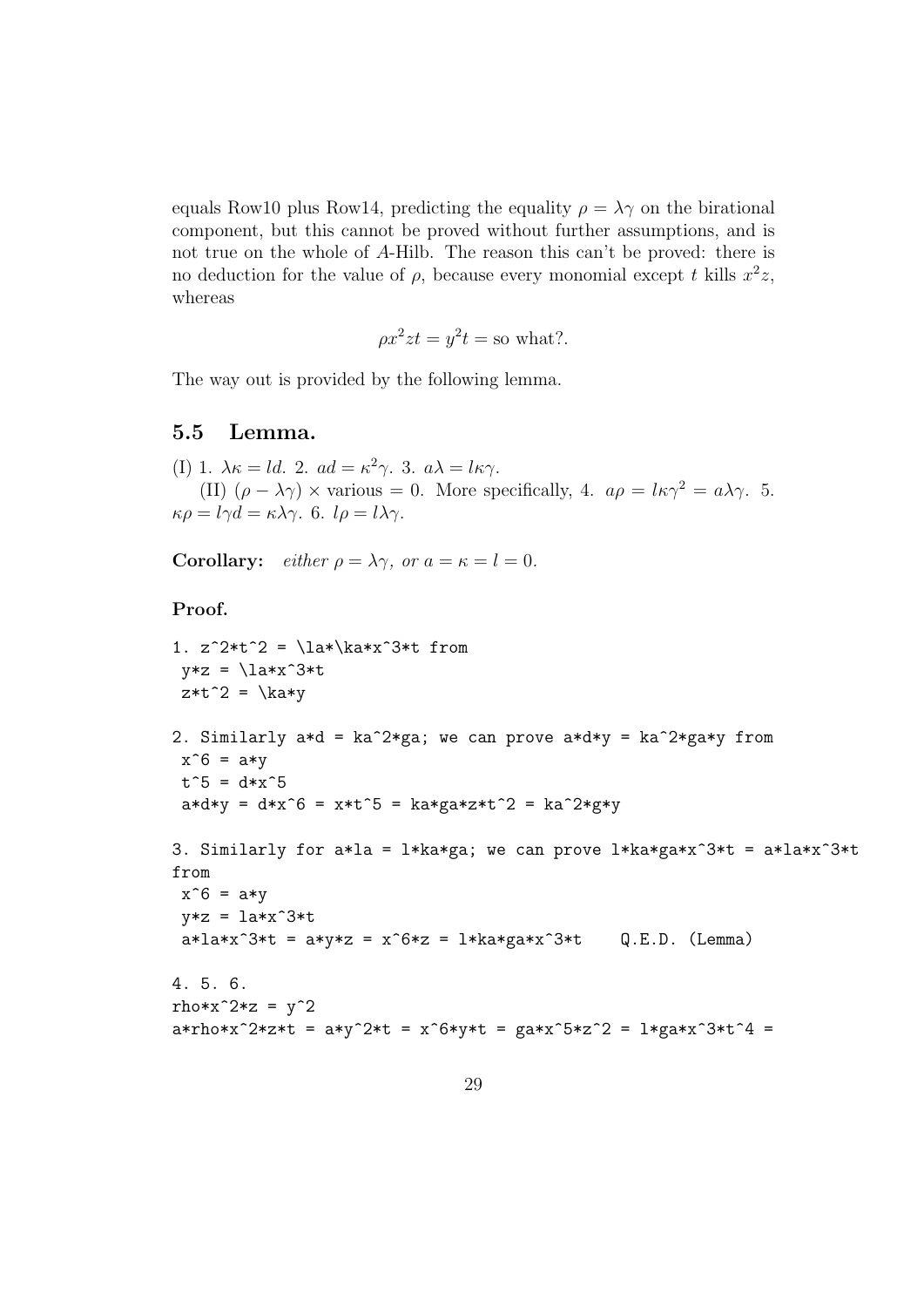equals Row10 plus Row14, predicting the equality $\rho = \lambda\gamma$ on the birational component, but this cannot be proved without further assumptions, and is not true on the whole of $A$-Hilb. The reason this can't be proved: there is no deduction for the value of $\rho$, because every monomial except $t$ kills $x^2z$, whereas

$$\rho x^2zt = y^2t = \text{so what?}.$$

The way out is provided by the following lemma.

## 5.5 Lemma.

(I) 1. $\lambda\kappa = ld$. 2. $ad = \kappa^2\gamma$. 3. $a\lambda = l\kappa\gamma$.

(II) $(\rho - \lambda\gamma) \times$ various $= 0$. More specifically, 4. $a\rho = l\kappa\gamma^2 = a\lambda\gamma$. 5. $\kappa\rho = l\gamma d = \kappa\lambda\gamma$. 6. $l\rho = l\lambda\gamma$.

**Corollary:** *either* $\rho = \lambda\gamma$, *or* $a = \kappa = l = 0$.

**Proof.**

```
1. z^2*t^2 = \la*\ka*x^3*t from
 y*z = \la*x^3*t
 z*t^2 = \ka*y

2. Similarly a*d = ka^2*ga; we can prove a*d*y = ka^2*ga*y from
 x^6 = a*y
 t^5 = d*x^5
 a*d*y = d*x^6 = x*t^5 = ka*ga*z*t^2 = ka^2*g*y

3. Similarly for a*la = l*ka*ga; we can prove l*ka*ga*x^3*t = a*la*x^3*t
from
 x^6 = a*y
 y*z = la*x^3*t
 a*la*x^3*t = a*y*z = x^6*z = l*ka*ga*x^3*t    Q.E.D. (Lemma)

4. 5. 6.
rho*x^2*z = y^2
a*rho*x^2*z*t = a*y^2*t = x^6*y*t = ga*x^5*z^2 = l*ga*x^3*t^4 =
```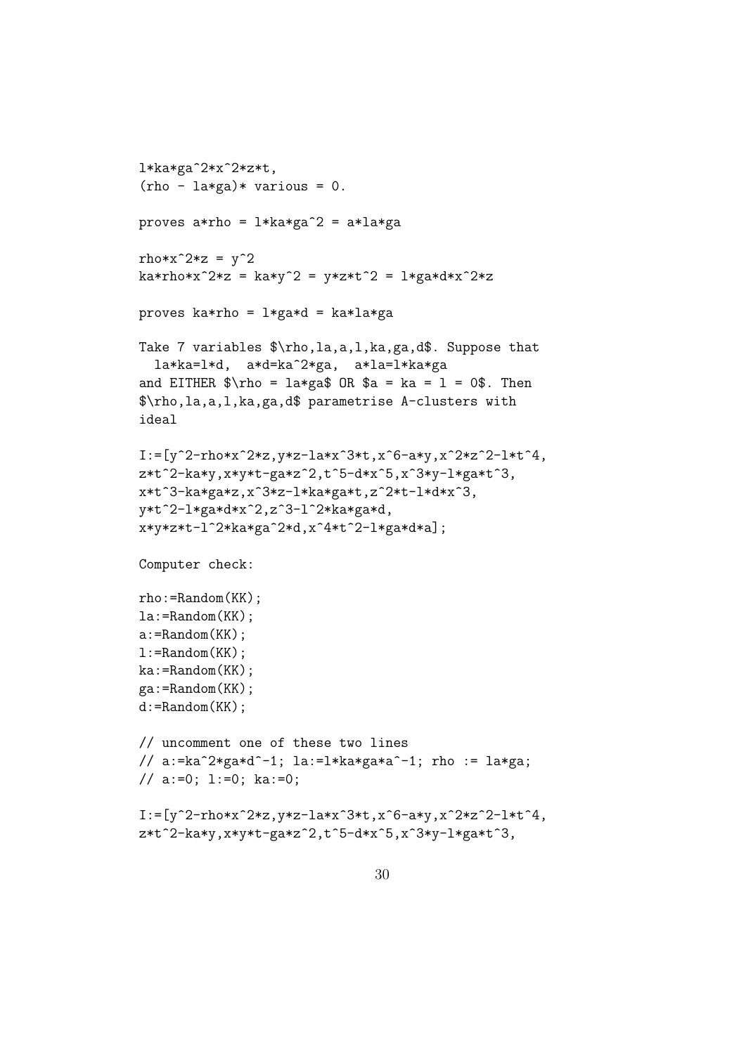```
l*ka*ga^2*x^2*z*t,
(rho - la*ga)* various = 0.

proves a*rho = l*ka*ga^2 = a*la*ga

rho*x^2*z = y^2
ka*rho*x^2*z = ka*y^2 = y*z*t^2 = l*ga*d*x^2*z

proves ka*rho = l*ga*d = ka*la*ga

Take 7 variables $\rho,la,a,l,ka,ga,d$. Suppose that
  la*ka=l*d,  a*d=ka^2*ga,  a*la=l*ka*ga
and EITHER $\rho = la*ga$ OR $a = ka = l = 0$. Then
$\rho,la,a,l,ka,ga,d$ parametrise A-clusters with
ideal

I:=[y^2-rho*x^2*z,y*z-la*x^3*t,x^6-a*y,x^2*z^2-l*t^4,
z*t^2-ka*y,x*y*t-ga*z^2,t^5-d*x^5,x^3*y-l*ga*t^3,
x*t^3-ka*ga*z,x^3*z-l*ka*ga*t,z^2*t-l*d*x^3,
y*t^2-l*ga*d*x^2,z^3-l^2*ka*ga*d,
x*y*z*t-l^2*ka*ga^2*d,x^4*t^2-l*ga*d*a];

Computer check:

rho:=Random(KK);
la:=Random(KK);
a:=Random(KK);
l:=Random(KK);
ka:=Random(KK);
ga:=Random(KK);
d:=Random(KK);

// uncomment one of these two lines
// a:=ka^2*ga*d^-1; la:=l*ka*ga*a^-1; rho := la*ga;
// a:=0; l:=0; ka:=0;

I:=[y^2-rho*x^2*z,y*z-la*x^3*t,x^6-a*y,x^2*z^2-l*t^4,
z*t^2-ka*y,x*y*t-ga*z^2,t^5-d*x^5,x^3*y-l*ga*t^3,
```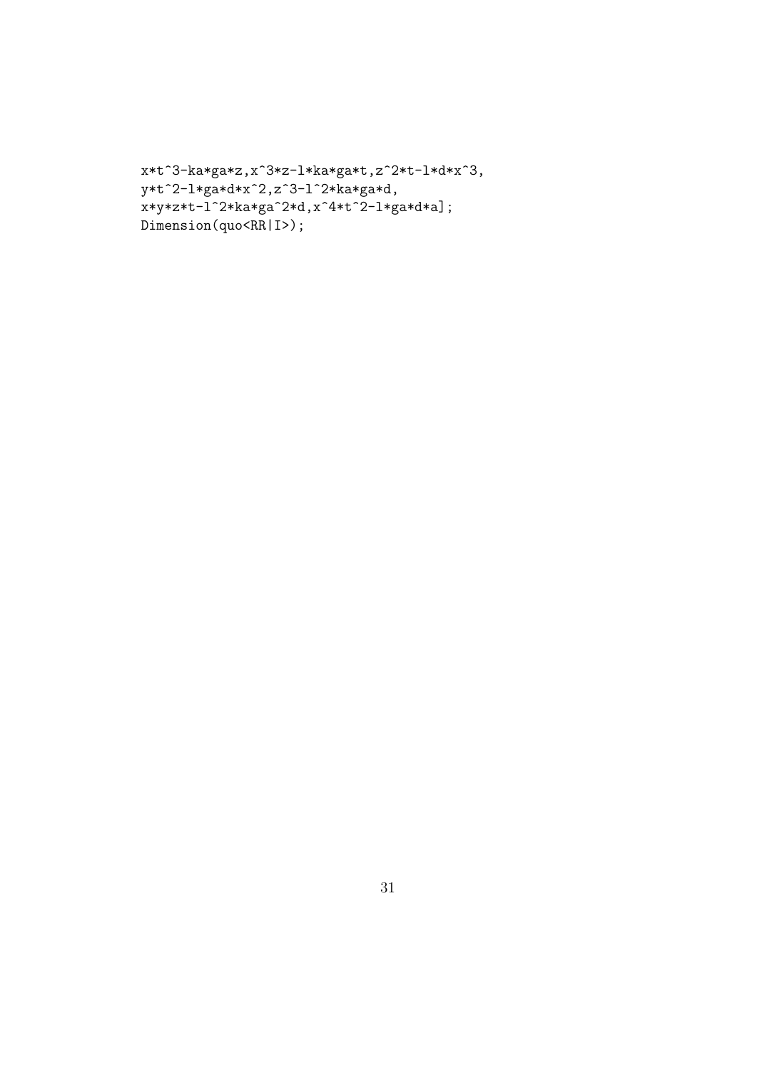```
x*t^3-ka*ga*z,x^3*z-l*ka*ga*t,z^2*t-l*d*x^3,
y*t^2-l*ga*d*x^2,z^3-l^2*ka*ga*d,
x*y*z*t-l^2*ka*ga^2*d,x^4*t^2-l*ga*d*a];
Dimension(quo<RR|I>);
```